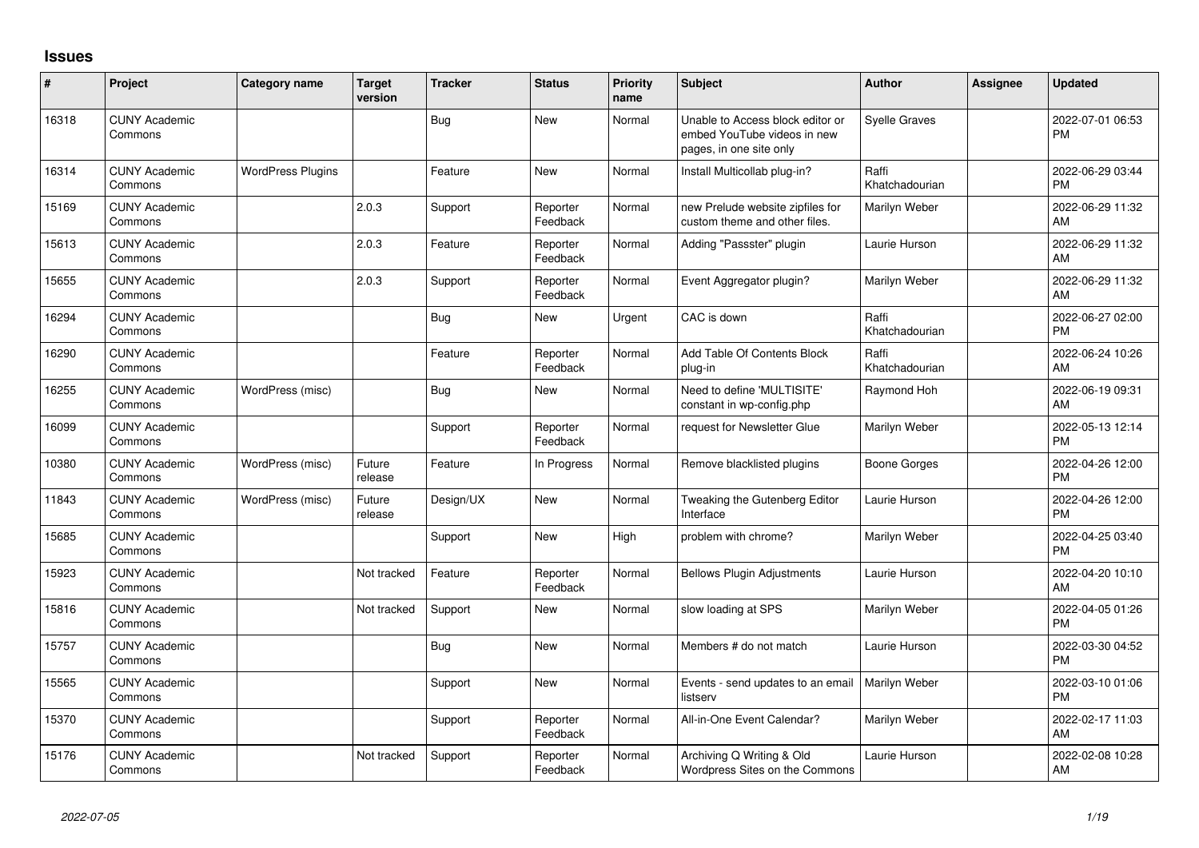## Issues

| # | Project | Category name | Target version | Tracker | Status | Priority name | Subject | Author | Assignee | Updated |
|---|---|---|---|---|---|---|---|---|---|---|
| 16318 | CUNY Academic Commons | | | Bug | New | Normal | Unable to Access block editor or embed YouTube videos in new pages, in one site only | Syelle Graves | | 2022-07-01 06:53 PM |
| 16314 | CUNY Academic Commons | WordPress Plugins | | Feature | New | Normal | Install Multicollab plug-in? | Raffi Khatchadourian | | 2022-06-29 03:44 PM |
| 15169 | CUNY Academic Commons | | 2.0.3 | Support | Reporter Feedback | Normal | new Prelude website zipfiles for custom theme and other files. | Marilyn Weber | | 2022-06-29 11:32 AM |
| 15613 | CUNY Academic Commons | | 2.0.3 | Feature | Reporter Feedback | Normal | Adding "Passster" plugin | Laurie Hurson | | 2022-06-29 11:32 AM |
| 15655 | CUNY Academic Commons | | 2.0.3 | Support | Reporter Feedback | Normal | Event Aggregator plugin? | Marilyn Weber | | 2022-06-29 11:32 AM |
| 16294 | CUNY Academic Commons | | | Bug | New | Urgent | CAC is down | Raffi Khatchadourian | | 2022-06-27 02:00 PM |
| 16290 | CUNY Academic Commons | | | Feature | Reporter Feedback | Normal | Add Table Of Contents Block plug-in | Raffi Khatchadourian | | 2022-06-24 10:26 AM |
| 16255 | CUNY Academic Commons | WordPress (misc) | | Bug | New | Normal | Need to define 'MULTISITE' constant in wp-config.php | Raymond Hoh | | 2022-06-19 09:31 AM |
| 16099 | CUNY Academic Commons | | | Support | Reporter Feedback | Normal | request for Newsletter Glue | Marilyn Weber | | 2022-05-13 12:14 PM |
| 10380 | CUNY Academic Commons | WordPress (misc) | Future release | Feature | In Progress | Normal | Remove blacklisted plugins | Boone Gorges | | 2022-04-26 12:00 PM |
| 11843 | CUNY Academic Commons | WordPress (misc) | Future release | Design/UX | New | Normal | Tweaking the Gutenberg Editor Interface | Laurie Hurson | | 2022-04-26 12:00 PM |
| 15685 | CUNY Academic Commons | | | Support | New | High | problem with chrome? | Marilyn Weber | | 2022-04-25 03:40 PM |
| 15923 | CUNY Academic Commons | | Not tracked | Feature | Reporter Feedback | Normal | Bellows Plugin Adjustments | Laurie Hurson | | 2022-04-20 10:10 AM |
| 15816 | CUNY Academic Commons | | Not tracked | Support | New | Normal | slow loading at SPS | Marilyn Weber | | 2022-04-05 01:26 PM |
| 15757 | CUNY Academic Commons | | | Bug | New | Normal | Members # do not match | Laurie Hurson | | 2022-03-30 04:52 PM |
| 15565 | CUNY Academic Commons | | | Support | New | Normal | Events - send updates to an email listserv | Marilyn Weber | | 2022-03-10 01:06 PM |
| 15370 | CUNY Academic Commons | | | Support | Reporter Feedback | Normal | All-in-One Event Calendar? | Marilyn Weber | | 2022-02-17 11:03 AM |
| 15176 | CUNY Academic Commons | | Not tracked | Support | Reporter Feedback | Normal | Archiving Q Writing & Old Wordpress Sites on the Commons | Laurie Hurson | | 2022-02-08 10:28 AM |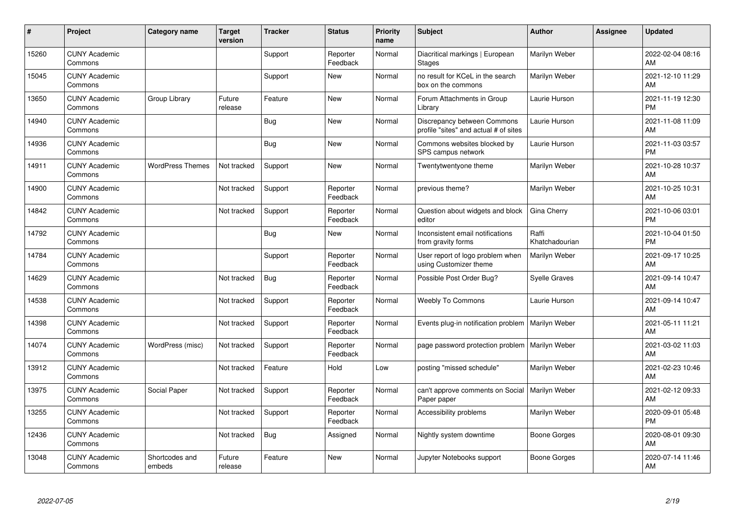| # | Project | Category name | Target version | Tracker | Status | Priority name | Subject | Author | Assignee | Updated |
|---|---|---|---|---|---|---|---|---|---|---|
| 15260 | CUNY Academic Commons | | | Support | Reporter Feedback | Normal | Diacritical markings \| European Stages | Marilyn Weber | | 2022-02-04 08:16 AM |
| 15045 | CUNY Academic Commons | | | Support | New | Normal | no result for KCeL in the search box on the commons | Marilyn Weber | | 2021-12-10 11:29 AM |
| 13650 | CUNY Academic Commons | Group Library | Future release | Feature | New | Normal | Forum Attachments in Group Library | Laurie Hurson | | 2021-11-19 12:30 PM |
| 14940 | CUNY Academic Commons | | | Bug | New | Normal | Discrepancy between Commons profile "sites" and actual # of sites | Laurie Hurson | | 2021-11-08 11:09 AM |
| 14936 | CUNY Academic Commons | | | Bug | New | Normal | Commons websites blocked by SPS campus network | Laurie Hurson | | 2021-11-03 03:57 PM |
| 14911 | CUNY Academic Commons | WordPress Themes | Not tracked | Support | New | Normal | Twentytwentyone theme | Marilyn Weber | | 2021-10-28 10:37 AM |
| 14900 | CUNY Academic Commons | | Not tracked | Support | Reporter Feedback | Normal | previous theme? | Marilyn Weber | | 2021-10-25 10:31 AM |
| 14842 | CUNY Academic Commons | | Not tracked | Support | Reporter Feedback | Normal | Question about widgets and block editor | Gina Cherry | | 2021-10-06 03:01 PM |
| 14792 | CUNY Academic Commons | | | Bug | New | Normal | Inconsistent email notifications from gravity forms | Raffi Khatchadourian | | 2021-10-04 01:50 PM |
| 14784 | CUNY Academic Commons | | | Support | Reporter Feedback | Normal | User report of logo problem when using Customizer theme | Marilyn Weber | | 2021-09-17 10:25 AM |
| 14629 | CUNY Academic Commons | | Not tracked | Bug | Reporter Feedback | Normal | Possible Post Order Bug? | Syelle Graves | | 2021-09-14 10:47 AM |
| 14538 | CUNY Academic Commons | | Not tracked | Support | Reporter Feedback | Normal | Weebly To Commons | Laurie Hurson | | 2021-09-14 10:47 AM |
| 14398 | CUNY Academic Commons | | Not tracked | Support | Reporter Feedback | Normal | Events plug-in notification problem | Marilyn Weber | | 2021-05-11 11:21 AM |
| 14074 | CUNY Academic Commons | WordPress (misc) | Not tracked | Support | Reporter Feedback | Normal | page password protection problem | Marilyn Weber | | 2021-03-02 11:03 AM |
| 13912 | CUNY Academic Commons | | Not tracked | Feature | Hold | Low | posting "missed schedule" | Marilyn Weber | | 2021-02-23 10:46 AM |
| 13975 | CUNY Academic Commons | Social Paper | Not tracked | Support | Reporter Feedback | Normal | can't approve comments on Social Paper paper | Marilyn Weber | | 2021-02-12 09:33 AM |
| 13255 | CUNY Academic Commons | | Not tracked | Support | Reporter Feedback | Normal | Accessibility problems | Marilyn Weber | | 2020-09-01 05:48 PM |
| 12436 | CUNY Academic Commons | | Not tracked | Bug | Assigned | Normal | Nightly system downtime | Boone Gorges | | 2020-08-01 09:30 AM |
| 13048 | CUNY Academic Commons | Shortcodes and embeds | Future release | Feature | New | Normal | Jupyter Notebooks support | Boone Gorges | | 2020-07-14 11:46 AM |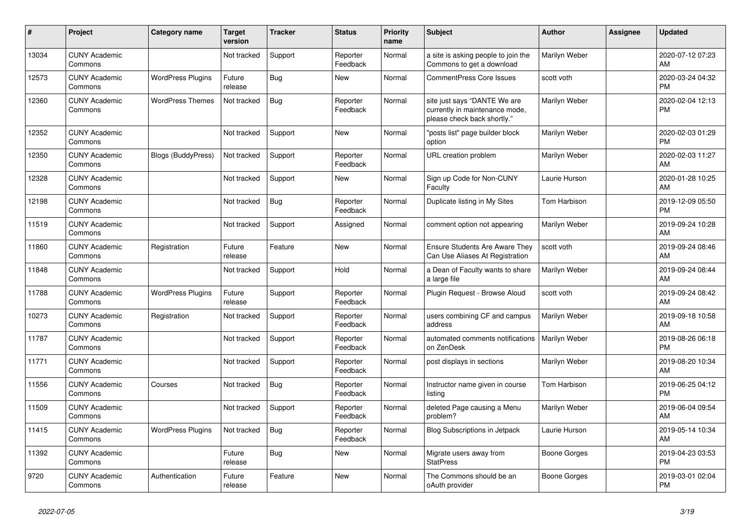| # | Project | Category name | Target version | Tracker | Status | Priority name | Subject | Author | Assignee | Updated |
|---|---|---|---|---|---|---|---|---|---|---|
| 13034 | CUNY Academic Commons | | Not tracked | Support | Reporter Feedback | Normal | a site is asking people to join the Commons to get a download | Marilyn Weber | | 2020-07-12 07:23 AM |
| 12573 | CUNY Academic Commons | WordPress Plugins | Future release | Bug | New | Normal | CommentPress Core Issues | scott voth | | 2020-03-24 04:32 PM |
| 12360 | CUNY Academic Commons | WordPress Themes | Not tracked | Bug | Reporter Feedback | Normal | site just says "DANTE We are currently in maintenance mode, please check back shortly." | Marilyn Weber | | 2020-02-04 12:13 PM |
| 12352 | CUNY Academic Commons | | Not tracked | Support | New | Normal | "posts list" page builder block option | Marilyn Weber | | 2020-02-03 01:29 PM |
| 12350 | CUNY Academic Commons | Blogs (BuddyPress) | Not tracked | Support | Reporter Feedback | Normal | URL creation problem | Marilyn Weber | | 2020-02-03 11:27 AM |
| 12328 | CUNY Academic Commons | | Not tracked | Support | New | Normal | Sign up Code for Non-CUNY Faculty | Laurie Hurson | | 2020-01-28 10:25 AM |
| 12198 | CUNY Academic Commons | | Not tracked | Bug | Reporter Feedback | Normal | Duplicate listing in My Sites | Tom Harbison | | 2019-12-09 05:50 PM |
| 11519 | CUNY Academic Commons | | Not tracked | Support | Assigned | Normal | comment option not appearing | Marilyn Weber | | 2019-09-24 10:28 AM |
| 11860 | CUNY Academic Commons | Registration | Future release | Feature | New | Normal | Ensure Students Are Aware They Can Use Aliases At Registration | scott voth | | 2019-09-24 08:46 AM |
| 11848 | CUNY Academic Commons | | Not tracked | Support | Hold | Normal | a Dean of Faculty wants to share a large file | Marilyn Weber | | 2019-09-24 08:44 AM |
| 11788 | CUNY Academic Commons | WordPress Plugins | Future release | Support | Reporter Feedback | Normal | Plugin Request - Browse Aloud | scott voth | | 2019-09-24 08:42 AM |
| 10273 | CUNY Academic Commons | Registration | Not tracked | Support | Reporter Feedback | Normal | users combining CF and campus address | Marilyn Weber | | 2019-09-18 10:58 AM |
| 11787 | CUNY Academic Commons | | Not tracked | Support | Reporter Feedback | Normal | automated comments notifications on ZenDesk | Marilyn Weber | | 2019-08-26 06:18 PM |
| 11771 | CUNY Academic Commons | | Not tracked | Support | Reporter Feedback | Normal | post displays in sections | Marilyn Weber | | 2019-08-20 10:34 AM |
| 11556 | CUNY Academic Commons | Courses | Not tracked | Bug | Reporter Feedback | Normal | Instructor name given in course listing | Tom Harbison | | 2019-06-25 04:12 PM |
| 11509 | CUNY Academic Commons | | Not tracked | Support | Reporter Feedback | Normal | deleted Page causing a Menu problem? | Marilyn Weber | | 2019-06-04 09:54 AM |
| 11415 | CUNY Academic Commons | WordPress Plugins | Not tracked | Bug | Reporter Feedback | Normal | Blog Subscriptions in Jetpack | Laurie Hurson | | 2019-05-14 10:34 AM |
| 11392 | CUNY Academic Commons | | Future release | Bug | New | Normal | Migrate users away from StatPress | Boone Gorges | | 2019-04-23 03:53 PM |
| 9720 | CUNY Academic Commons | Authentication | Future release | Feature | New | Normal | The Commons should be an oAuth provider | Boone Gorges | | 2019-03-01 02:04 PM |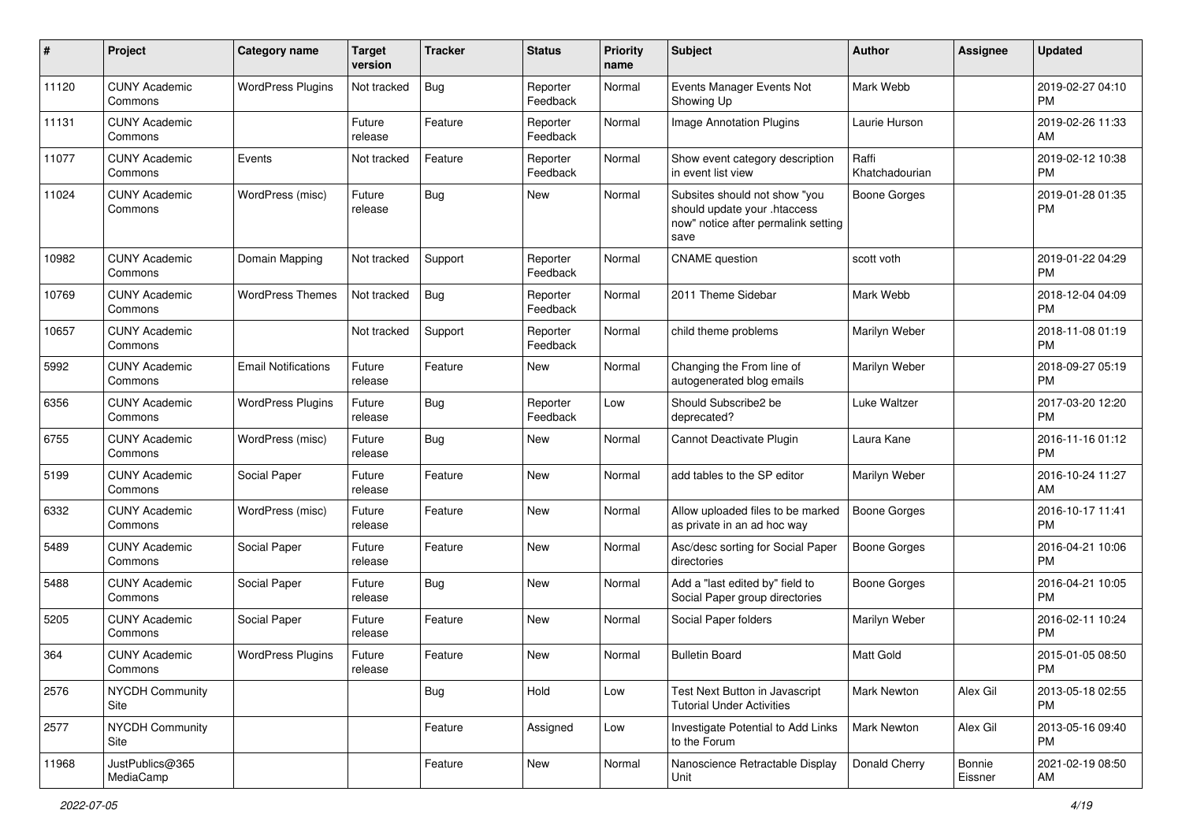| # | Project | Category name | Target version | Tracker | Status | Priority name | Subject | Author | Assignee | Updated |
|---|---|---|---|---|---|---|---|---|---|---|
| 11120 | CUNY Academic Commons | WordPress Plugins | Not tracked | Bug | Reporter Feedback | Normal | Events Manager Events Not Showing Up | Mark Webb | | 2019-02-27 04:10 PM |
| 11131 | CUNY Academic Commons | | Future release | Feature | Reporter Feedback | Normal | Image Annotation Plugins | Laurie Hurson | | 2019-02-26 11:33 AM |
| 11077 | CUNY Academic Commons | Events | Not tracked | Feature | Reporter Feedback | Normal | Show event category description in event list view | Raffi Khatchadourian | | 2019-02-12 10:38 PM |
| 11024 | CUNY Academic Commons | WordPress (misc) | Future release | Bug | New | Normal | Subsites should not show "you should update your .htaccess now" notice after permalink setting save | Boone Gorges | | 2019-01-28 01:35 PM |
| 10982 | CUNY Academic Commons | Domain Mapping | Not tracked | Support | Reporter Feedback | Normal | CNAME question | scott voth | | 2019-01-22 04:29 PM |
| 10769 | CUNY Academic Commons | WordPress Themes | Not tracked | Bug | Reporter Feedback | Normal | 2011 Theme Sidebar | Mark Webb | | 2018-12-04 04:09 PM |
| 10657 | CUNY Academic Commons | | Not tracked | Support | Reporter Feedback | Normal | child theme problems | Marilyn Weber | | 2018-11-08 01:19 PM |
| 5992 | CUNY Academic Commons | Email Notifications | Future release | Feature | New | Normal | Changing the From line of autogenerated blog emails | Marilyn Weber | | 2018-09-27 05:19 PM |
| 6356 | CUNY Academic Commons | WordPress Plugins | Future release | Bug | Reporter Feedback | Low | Should Subscribe2 be deprecated? | Luke Waltzer | | 2017-03-20 12:20 PM |
| 6755 | CUNY Academic Commons | WordPress (misc) | Future release | Bug | New | Normal | Cannot Deactivate Plugin | Laura Kane | | 2016-11-16 01:12 PM |
| 5199 | CUNY Academic Commons | Social Paper | Future release | Feature | New | Normal | add tables to the SP editor | Marilyn Weber | | 2016-10-24 11:27 AM |
| 6332 | CUNY Academic Commons | WordPress (misc) | Future release | Feature | New | Normal | Allow uploaded files to be marked as private in an ad hoc way | Boone Gorges | | 2016-10-17 11:41 PM |
| 5489 | CUNY Academic Commons | Social Paper | Future release | Feature | New | Normal | Asc/desc sorting for Social Paper directories | Boone Gorges | | 2016-04-21 10:06 PM |
| 5488 | CUNY Academic Commons | Social Paper | Future release | Bug | New | Normal | Add a "last edited by" field to Social Paper group directories | Boone Gorges | | 2016-04-21 10:05 PM |
| 5205 | CUNY Academic Commons | Social Paper | Future release | Feature | New | Normal | Social Paper folders | Marilyn Weber | | 2016-02-11 10:24 PM |
| 364 | CUNY Academic Commons | WordPress Plugins | Future release | Feature | New | Normal | Bulletin Board | Matt Gold | | 2015-01-05 08:50 PM |
| 2576 | NYCDH Community Site | | | Bug | Hold | Low | Test Next Button in Javascript Tutorial Under Activities | Mark Newton | Alex Gil | 2013-05-18 02:55 PM |
| 2577 | NYCDH Community Site | | | Feature | Assigned | Low | Investigate Potential to Add Links to the Forum | Mark Newton | Alex Gil | 2013-05-16 09:40 PM |
| 11968 | JustPublics@365 MediaCamp | | | Feature | New | Normal | Nanoscience Retractable Display Unit | Donald Cherry | Bonnie Eissner | 2021-02-19 08:50 AM |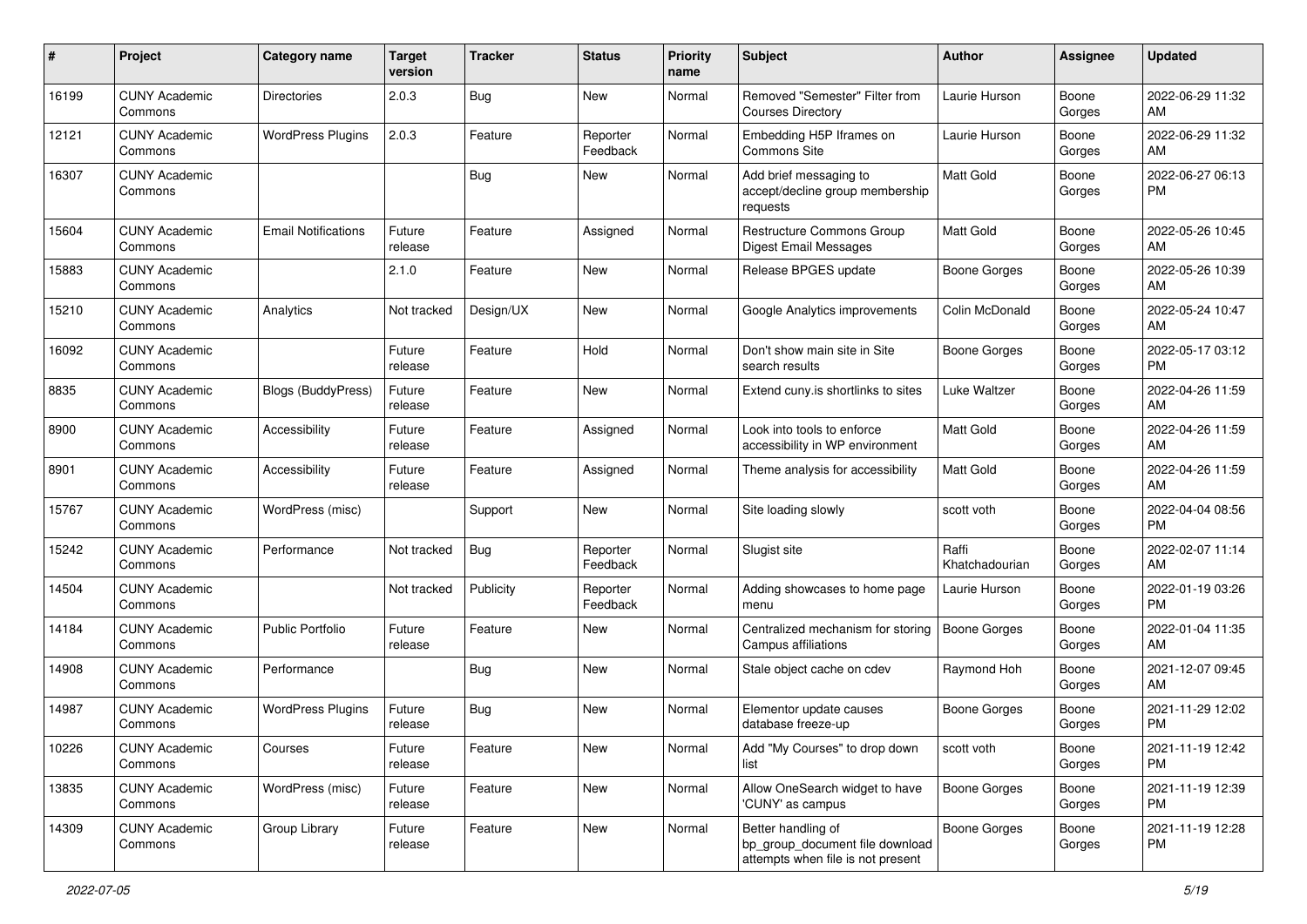| # | Project | Category name | Target version | Tracker | Status | Priority name | Subject | Author | Assignee | Updated |
|---|---|---|---|---|---|---|---|---|---|---|
| 16199 | CUNY Academic Commons | Directories | 2.0.3 | Bug | New | Normal | Removed "Semester" Filter from Courses Directory | Laurie Hurson | Boone Gorges | 2022-06-29 11:32 AM |
| 12121 | CUNY Academic Commons | WordPress Plugins | 2.0.3 | Feature | Reporter Feedback | Normal | Embedding H5P Iframes on Commons Site | Laurie Hurson | Boone Gorges | 2022-06-29 11:32 AM |
| 16307 | CUNY Academic Commons | | | Bug | New | Normal | Add brief messaging to accept/decline group membership requests | Matt Gold | Boone Gorges | 2022-06-27 06:13 PM |
| 15604 | CUNY Academic Commons | Email Notifications | Future release | Feature | Assigned | Normal | Restructure Commons Group Digest Email Messages | Matt Gold | Boone Gorges | 2022-05-26 10:45 AM |
| 15883 | CUNY Academic Commons | | 2.1.0 | Feature | New | Normal | Release BPGES update | Boone Gorges | Boone Gorges | 2022-05-26 10:39 AM |
| 15210 | CUNY Academic Commons | Analytics | Not tracked | Design/UX | New | Normal | Google Analytics improvements | Colin McDonald | Boone Gorges | 2022-05-24 10:47 AM |
| 16092 | CUNY Academic Commons | | Future release | Feature | Hold | Normal | Don't show main site in Site search results | Boone Gorges | Boone Gorges | 2022-05-17 03:12 PM |
| 8835 | CUNY Academic Commons | Blogs (BuddyPress) | Future release | Feature | New | Normal | Extend cuny.is shortlinks to sites | Luke Waltzer | Boone Gorges | 2022-04-26 11:59 AM |
| 8900 | CUNY Academic Commons | Accessibility | Future release | Feature | Assigned | Normal | Look into tools to enforce accessibility in WP environment | Matt Gold | Boone Gorges | 2022-04-26 11:59 AM |
| 8901 | CUNY Academic Commons | Accessibility | Future release | Feature | Assigned | Normal | Theme analysis for accessibility | Matt Gold | Boone Gorges | 2022-04-26 11:59 AM |
| 15767 | CUNY Academic Commons | WordPress (misc) | | Support | New | Normal | Site loading slowly | scott voth | Boone Gorges | 2022-04-04 08:56 PM |
| 15242 | CUNY Academic Commons | Performance | Not tracked | Bug | Reporter Feedback | Normal | Slugist site | Raffi Khatchadourian | Boone Gorges | 2022-02-07 11:14 AM |
| 14504 | CUNY Academic Commons | | Not tracked | Publicity | Reporter Feedback | Normal | Adding showcases to home page menu | Laurie Hurson | Boone Gorges | 2022-01-19 03:26 PM |
| 14184 | CUNY Academic Commons | Public Portfolio | Future release | Feature | New | Normal | Centralized mechanism for storing Campus affiliations | Boone Gorges | Boone Gorges | 2022-01-04 11:35 AM |
| 14908 | CUNY Academic Commons | Performance | | Bug | New | Normal | Stale object cache on cdev | Raymond Hoh | Boone Gorges | 2021-12-07 09:45 AM |
| 14987 | CUNY Academic Commons | WordPress Plugins | Future release | Bug | New | Normal | Elementor update causes database freeze-up | Boone Gorges | Boone Gorges | 2021-11-29 12:02 PM |
| 10226 | CUNY Academic Commons | Courses | Future release | Feature | New | Normal | Add "My Courses" to drop down list | scott voth | Boone Gorges | 2021-11-19 12:42 PM |
| 13835 | CUNY Academic Commons | WordPress (misc) | Future release | Feature | New | Normal | Allow OneSearch widget to have 'CUNY' as campus | Boone Gorges | Boone Gorges | 2021-11-19 12:39 PM |
| 14309 | CUNY Academic Commons | Group Library | Future release | Feature | New | Normal | Better handling of bp_group_document file download attempts when file is not present | Boone Gorges | Boone Gorges | 2021-11-19 12:28 PM |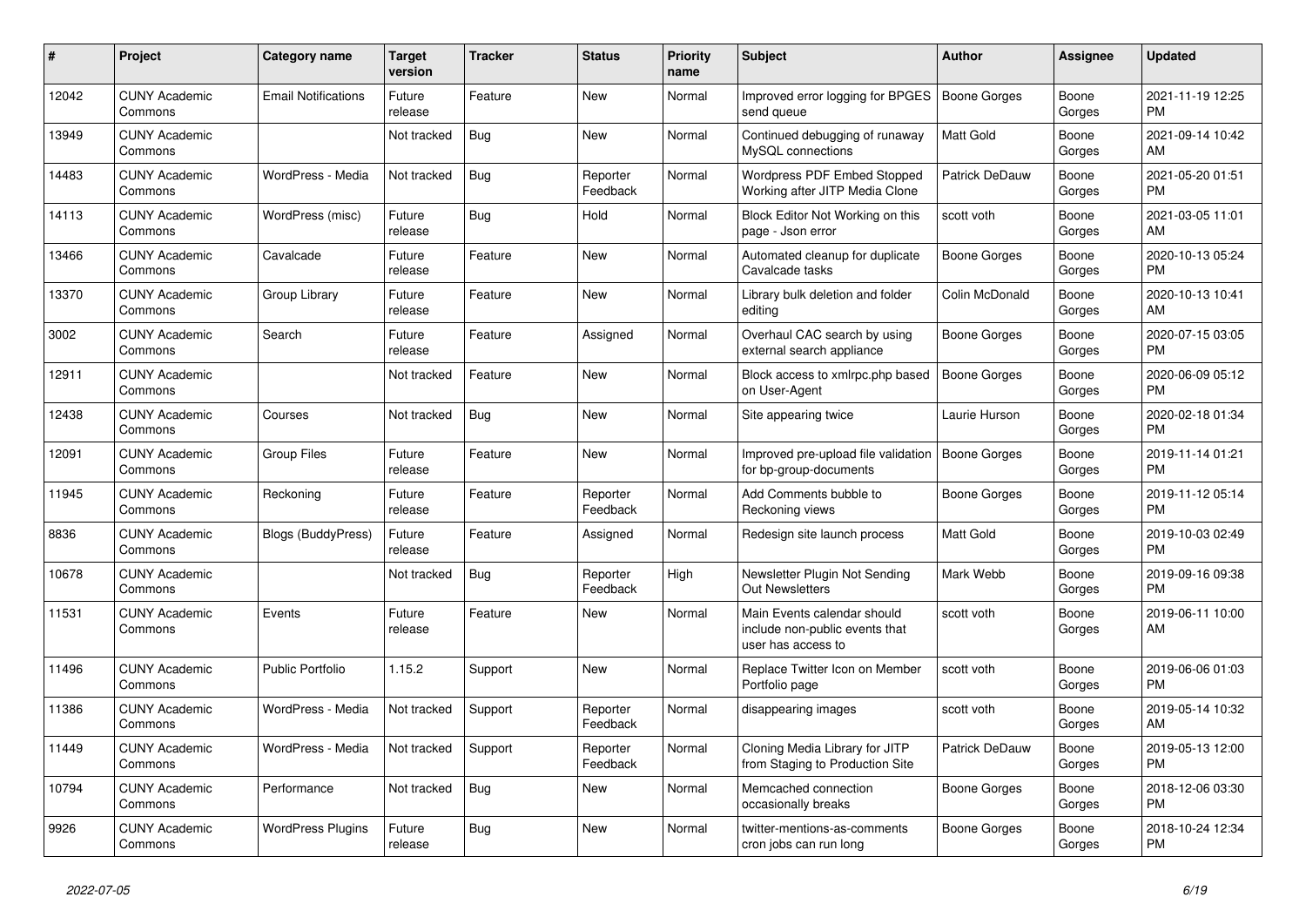| # | Project | Category name | Target version | Tracker | Status | Priority name | Subject | Author | Assignee | Updated |
|---|---|---|---|---|---|---|---|---|---|---|
| 12042 | CUNY Academic Commons | Email Notifications | Future release | Feature | New | Normal | Improved error logging for BPGES send queue | Boone Gorges | Boone Gorges | 2021-11-19 12:25 PM |
| 13949 | CUNY Academic Commons | | Not tracked | Bug | New | Normal | Continued debugging of runaway MySQL connections | Matt Gold | Boone Gorges | 2021-09-14 10:42 AM |
| 14483 | CUNY Academic Commons | WordPress - Media | Not tracked | Bug | Reporter Feedback | Normal | Wordpress PDF Embed Stopped Working after JITP Media Clone | Patrick DeDauw | Boone Gorges | 2021-05-20 01:51 PM |
| 14113 | CUNY Academic Commons | WordPress (misc) | Future release | Bug | Hold | Normal | Block Editor Not Working on this page - Json error | scott voth | Boone Gorges | 2021-03-05 11:01 AM |
| 13466 | CUNY Academic Commons | Cavalcade | Future release | Feature | New | Normal | Automated cleanup for duplicate Cavalcade tasks | Boone Gorges | Boone Gorges | 2020-10-13 05:24 PM |
| 13370 | CUNY Academic Commons | Group Library | Future release | Feature | New | Normal | Library bulk deletion and folder editing | Colin McDonald | Boone Gorges | 2020-10-13 10:41 AM |
| 3002 | CUNY Academic Commons | Search | Future release | Feature | Assigned | Normal | Overhaul CAC search by using external search appliance | Boone Gorges | Boone Gorges | 2020-07-15 03:05 PM |
| 12911 | CUNY Academic Commons | | Not tracked | Feature | New | Normal | Block access to xmlrpc.php based on User-Agent | Boone Gorges | Boone Gorges | 2020-06-09 05:12 PM |
| 12438 | CUNY Academic Commons | Courses | Not tracked | Bug | New | Normal | Site appearing twice | Laurie Hurson | Boone Gorges | 2020-02-18 01:34 PM |
| 12091 | CUNY Academic Commons | Group Files | Future release | Feature | New | Normal | Improved pre-upload file validation for bp-group-documents | Boone Gorges | Boone Gorges | 2019-11-14 01:21 PM |
| 11945 | CUNY Academic Commons | Reckoning | Future release | Feature | Reporter Feedback | Normal | Add Comments bubble to Reckoning views | Boone Gorges | Boone Gorges | 2019-11-12 05:14 PM |
| 8836 | CUNY Academic Commons | Blogs (BuddyPress) | Future release | Feature | Assigned | Normal | Redesign site launch process | Matt Gold | Boone Gorges | 2019-10-03 02:49 PM |
| 10678 | CUNY Academic Commons | | Not tracked | Bug | Reporter Feedback | High | Newsletter Plugin Not Sending Out Newsletters | Mark Webb | Boone Gorges | 2019-09-16 09:38 PM |
| 11531 | CUNY Academic Commons | Events | Future release | Feature | New | Normal | Main Events calendar should include non-public events that user has access to | scott voth | Boone Gorges | 2019-06-11 10:00 AM |
| 11496 | CUNY Academic Commons | Public Portfolio | 1.15.2 | Support | New | Normal | Replace Twitter Icon on Member Portfolio page | scott voth | Boone Gorges | 2019-06-06 01:03 PM |
| 11386 | CUNY Academic Commons | WordPress - Media | Not tracked | Support | Reporter Feedback | Normal | disappearing images | scott voth | Boone Gorges | 2019-05-14 10:32 AM |
| 11449 | CUNY Academic Commons | WordPress - Media | Not tracked | Support | Reporter Feedback | Normal | Cloning Media Library for JITP from Staging to Production Site | Patrick DeDauw | Boone Gorges | 2019-05-13 12:00 PM |
| 10794 | CUNY Academic Commons | Performance | Not tracked | Bug | New | Normal | Memcached connection occasionally breaks | Boone Gorges | Boone Gorges | 2018-12-06 03:30 PM |
| 9926 | CUNY Academic Commons | WordPress Plugins | Future release | Bug | New | Normal | twitter-mentions-as-comments cron jobs can run long | Boone Gorges | Boone Gorges | 2018-10-24 12:34 PM |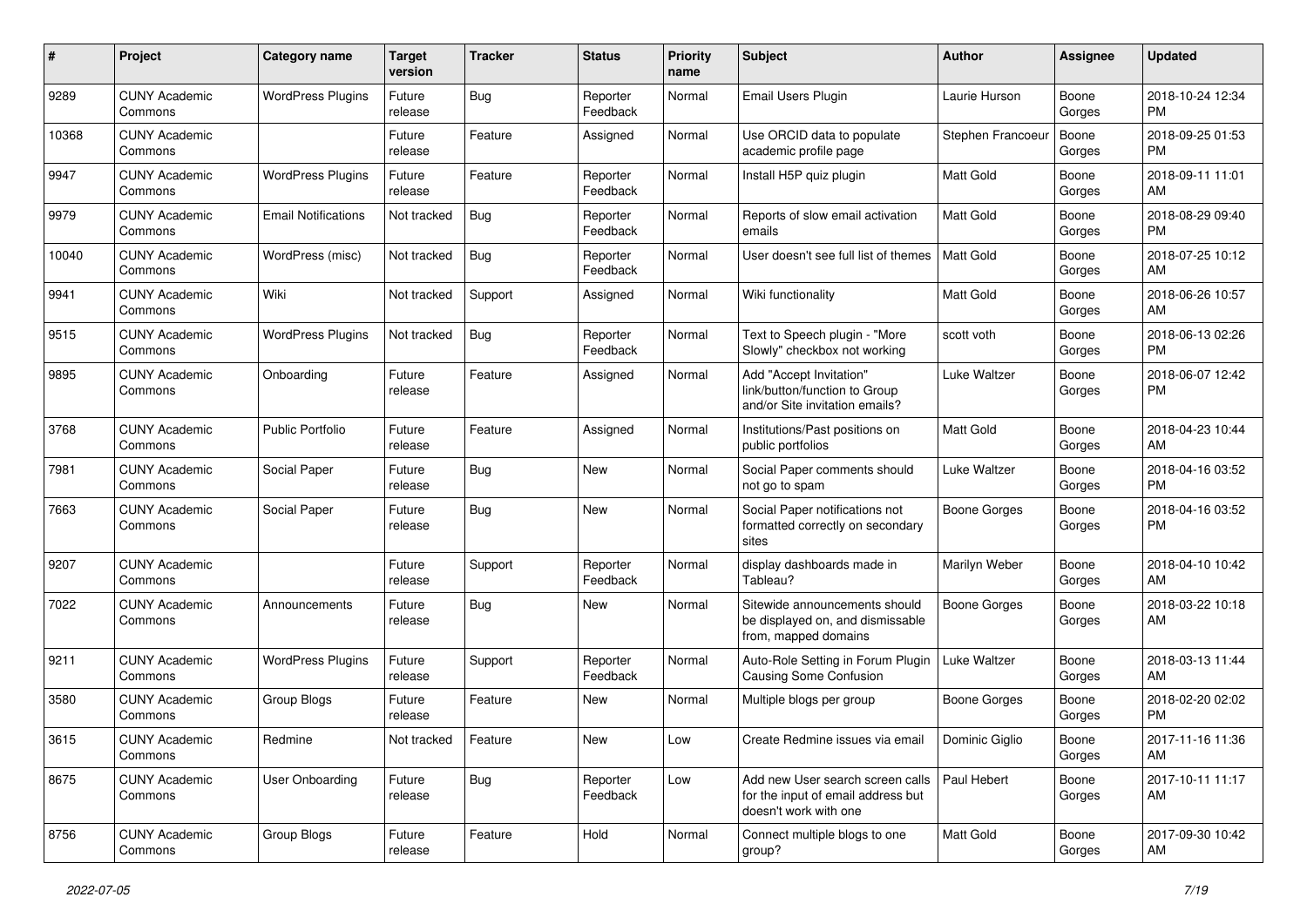| # | Project | Category name | Target version | Tracker | Status | Priority name | Subject | Author | Assignee | Updated |
|---|---|---|---|---|---|---|---|---|---|---|
| 9289 | CUNY Academic Commons | WordPress Plugins | Future release | Bug | Reporter Feedback | Normal | Email Users Plugin | Laurie Hurson | Boone Gorges | 2018-10-24 12:34 PM |
| 10368 | CUNY Academic Commons | | Future release | Feature | Assigned | Normal | Use ORCID data to populate academic profile page | Stephen Francoeur | Boone Gorges | 2018-09-25 01:53 PM |
| 9947 | CUNY Academic Commons | WordPress Plugins | Future release | Feature | Reporter Feedback | Normal | Install H5P quiz plugin | Matt Gold | Boone Gorges | 2018-09-11 11:01 AM |
| 9979 | CUNY Academic Commons | Email Notifications | Not tracked | Bug | Reporter Feedback | Normal | Reports of slow email activation emails | Matt Gold | Boone Gorges | 2018-08-29 09:40 PM |
| 10040 | CUNY Academic Commons | WordPress (misc) | Not tracked | Bug | Reporter Feedback | Normal | User doesn't see full list of themes | Matt Gold | Boone Gorges | 2018-07-25 10:12 AM |
| 9941 | CUNY Academic Commons | Wiki | Not tracked | Support | Assigned | Normal | Wiki functionality | Matt Gold | Boone Gorges | 2018-06-26 10:57 AM |
| 9515 | CUNY Academic Commons | WordPress Plugins | Not tracked | Bug | Reporter Feedback | Normal | Text to Speech plugin - "More Slowly" checkbox not working | scott voth | Boone Gorges | 2018-06-13 02:26 PM |
| 9895 | CUNY Academic Commons | Onboarding | Future release | Feature | Assigned | Normal | Add "Accept Invitation" link/button/function to Group and/or Site invitation emails? | Luke Waltzer | Boone Gorges | 2018-06-07 12:42 PM |
| 3768 | CUNY Academic Commons | Public Portfolio | Future release | Feature | Assigned | Normal | Institutions/Past positions on public portfolios | Matt Gold | Boone Gorges | 2018-04-23 10:44 AM |
| 7981 | CUNY Academic Commons | Social Paper | Future release | Bug | New | Normal | Social Paper comments should not go to spam | Luke Waltzer | Boone Gorges | 2018-04-16 03:52 PM |
| 7663 | CUNY Academic Commons | Social Paper | Future release | Bug | New | Normal | Social Paper notifications not formatted correctly on secondary sites | Boone Gorges | Boone Gorges | 2018-04-16 03:52 PM |
| 9207 | CUNY Academic Commons | | Future release | Support | Reporter Feedback | Normal | display dashboards made in Tableau? | Marilyn Weber | Boone Gorges | 2018-04-10 10:42 AM |
| 7022 | CUNY Academic Commons | Announcements | Future release | Bug | New | Normal | Sitewide announcements should be displayed on, and dismissable from, mapped domains | Boone Gorges | Boone Gorges | 2018-03-22 10:18 AM |
| 9211 | CUNY Academic Commons | WordPress Plugins | Future release | Support | Reporter Feedback | Normal | Auto-Role Setting in Forum Plugin Causing Some Confusion | Luke Waltzer | Boone Gorges | 2018-03-13 11:44 AM |
| 3580 | CUNY Academic Commons | Group Blogs | Future release | Feature | New | Normal | Multiple blogs per group | Boone Gorges | Boone Gorges | 2018-02-20 02:02 PM |
| 3615 | CUNY Academic Commons | Redmine | Not tracked | Feature | New | Low | Create Redmine issues via email | Dominic Giglio | Boone Gorges | 2017-11-16 11:36 AM |
| 8675 | CUNY Academic Commons | User Onboarding | Future release | Bug | Reporter Feedback | Low | Add new User search screen calls for the input of email address but doesn't work with one | Paul Hebert | Boone Gorges | 2017-10-11 11:17 AM |
| 8756 | CUNY Academic Commons | Group Blogs | Future release | Feature | Hold | Normal | Connect multiple blogs to one group? | Matt Gold | Boone Gorges | 2017-09-30 10:42 AM |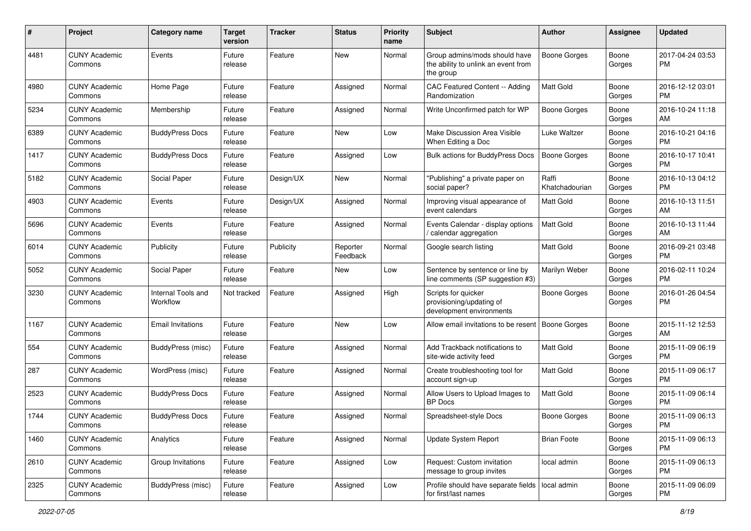| # | Project | Category name | Target version | Tracker | Status | Priority name | Subject | Author | Assignee | Updated |
|---|---|---|---|---|---|---|---|---|---|---|
| 4481 | CUNY Academic Commons | Events | Future release | Feature | New | Normal | Group admins/mods should have the ability to unlink an event from the group | Boone Gorges | Boone Gorges | 2017-04-24 03:53 PM |
| 4980 | CUNY Academic Commons | Home Page | Future release | Feature | Assigned | Normal | CAC Featured Content -- Adding Randomization | Matt Gold | Boone Gorges | 2016-12-12 03:01 PM |
| 5234 | CUNY Academic Commons | Membership | Future release | Feature | Assigned | Normal | Write Unconfirmed patch for WP | Boone Gorges | Boone Gorges | 2016-10-24 11:18 AM |
| 6389 | CUNY Academic Commons | BuddyPress Docs | Future release | Feature | New | Low | Make Discussion Area Visible When Editing a Doc | Luke Waltzer | Boone Gorges | 2016-10-21 04:16 PM |
| 1417 | CUNY Academic Commons | BuddyPress Docs | Future release | Feature | Assigned | Low | Bulk actions for BuddyPress Docs | Boone Gorges | Boone Gorges | 2016-10-17 10:41 PM |
| 5182 | CUNY Academic Commons | Social Paper | Future release | Design/UX | New | Normal | "Publishing" a private paper on social paper? | Raffi Khatchadourian | Boone Gorges | 2016-10-13 04:12 PM |
| 4903 | CUNY Academic Commons | Events | Future release | Design/UX | Assigned | Normal | Improving visual appearance of event calendars | Matt Gold | Boone Gorges | 2016-10-13 11:51 AM |
| 5696 | CUNY Academic Commons | Events | Future release | Feature | Assigned | Normal | Events Calendar - display options / calendar aggregation | Matt Gold | Boone Gorges | 2016-10-13 11:44 AM |
| 6014 | CUNY Academic Commons | Publicity | Future release | Publicity | Reporter Feedback | Normal | Google search listing | Matt Gold | Boone Gorges | 2016-09-21 03:48 PM |
| 5052 | CUNY Academic Commons | Social Paper | Future release | Feature | New | Low | Sentence by sentence or line by line comments (SP suggestion #3) | Marilyn Weber | Boone Gorges | 2016-02-11 10:24 PM |
| 3230 | CUNY Academic Commons | Internal Tools and Workflow | Not tracked | Feature | Assigned | High | Scripts for quicker provisioning/updating of development environments | Boone Gorges | Boone Gorges | 2016-01-26 04:54 PM |
| 1167 | CUNY Academic Commons | Email Invitations | Future release | Feature | New | Low | Allow email invitations to be resent | Boone Gorges | Boone Gorges | 2015-11-12 12:53 AM |
| 554 | CUNY Academic Commons | BuddyPress (misc) | Future release | Feature | Assigned | Normal | Add Trackback notifications to site-wide activity feed | Matt Gold | Boone Gorges | 2015-11-09 06:19 PM |
| 287 | CUNY Academic Commons | WordPress (misc) | Future release | Feature | Assigned | Normal | Create troubleshooting tool for account sign-up | Matt Gold | Boone Gorges | 2015-11-09 06:17 PM |
| 2523 | CUNY Academic Commons | BuddyPress Docs | Future release | Feature | Assigned | Normal | Allow Users to Upload Images to BP Docs | Matt Gold | Boone Gorges | 2015-11-09 06:14 PM |
| 1744 | CUNY Academic Commons | BuddyPress Docs | Future release | Feature | Assigned | Normal | Spreadsheet-style Docs | Boone Gorges | Boone Gorges | 2015-11-09 06:13 PM |
| 1460 | CUNY Academic Commons | Analytics | Future release | Feature | Assigned | Normal | Update System Report | Brian Foote | Boone Gorges | 2015-11-09 06:13 PM |
| 2610 | CUNY Academic Commons | Group Invitations | Future release | Feature | Assigned | Low | Request: Custom invitation message to group invites | local admin | Boone Gorges | 2015-11-09 06:13 PM |
| 2325 | CUNY Academic Commons | BuddyPress (misc) | Future release | Feature | Assigned | Low | Profile should have separate fields for first/last names | local admin | Boone Gorges | 2015-11-09 06:09 PM |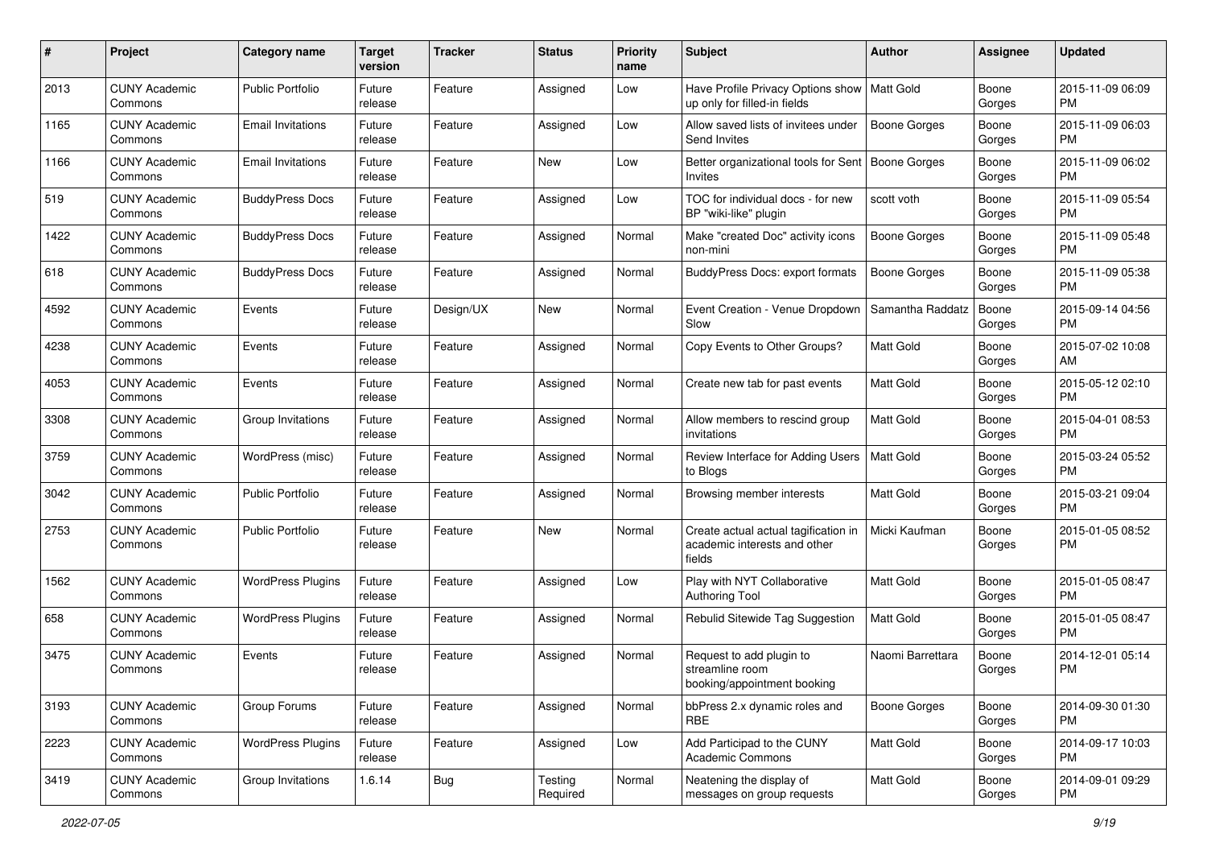| # | Project | Category name | Target version | Tracker | Status | Priority name | Subject | Author | Assignee | Updated |
|---|---|---|---|---|---|---|---|---|---|---|
| 2013 | CUNY Academic Commons | Public Portfolio | Future release | Feature | Assigned | Low | Have Profile Privacy Options show up only for filled-in fields | Matt Gold | Boone Gorges | 2015-11-09 06:09 PM |
| 1165 | CUNY Academic Commons | Email Invitations | Future release | Feature | Assigned | Low | Allow saved lists of invitees under Send Invites | Boone Gorges | Boone Gorges | 2015-11-09 06:03 PM |
| 1166 | CUNY Academic Commons | Email Invitations | Future release | Feature | New | Low | Better organizational tools for Sent Invites | Boone Gorges | Boone Gorges | 2015-11-09 06:02 PM |
| 519 | CUNY Academic Commons | BuddyPress Docs | Future release | Feature | Assigned | Low | TOC for individual docs - for new BP "wiki-like" plugin | scott voth | Boone Gorges | 2015-11-09 05:54 PM |
| 1422 | CUNY Academic Commons | BuddyPress Docs | Future release | Feature | Assigned | Normal | Make "created Doc" activity icons non-mini | Boone Gorges | Boone Gorges | 2015-11-09 05:48 PM |
| 618 | CUNY Academic Commons | BuddyPress Docs | Future release | Feature | Assigned | Normal | BuddyPress Docs: export formats | Boone Gorges | Boone Gorges | 2015-11-09 05:38 PM |
| 4592 | CUNY Academic Commons | Events | Future release | Design/UX | New | Normal | Event Creation - Venue Dropdown Slow | Samantha Raddatz | Boone Gorges | 2015-09-14 04:56 PM |
| 4238 | CUNY Academic Commons | Events | Future release | Feature | Assigned | Normal | Copy Events to Other Groups? | Matt Gold | Boone Gorges | 2015-07-02 10:08 AM |
| 4053 | CUNY Academic Commons | Events | Future release | Feature | Assigned | Normal | Create new tab for past events | Matt Gold | Boone Gorges | 2015-05-12 02:10 PM |
| 3308 | CUNY Academic Commons | Group Invitations | Future release | Feature | Assigned | Normal | Allow members to rescind group invitations | Matt Gold | Boone Gorges | 2015-04-01 08:53 PM |
| 3759 | CUNY Academic Commons | WordPress (misc) | Future release | Feature | Assigned | Normal | Review Interface for Adding Users to Blogs | Matt Gold | Boone Gorges | 2015-03-24 05:52 PM |
| 3042 | CUNY Academic Commons | Public Portfolio | Future release | Feature | Assigned | Normal | Browsing member interests | Matt Gold | Boone Gorges | 2015-03-21 09:04 PM |
| 2753 | CUNY Academic Commons | Public Portfolio | Future release | Feature | New | Normal | Create actual actual tagification in academic interests and other fields | Micki Kaufman | Boone Gorges | 2015-01-05 08:52 PM |
| 1562 | CUNY Academic Commons | WordPress Plugins | Future release | Feature | Assigned | Low | Play with NYT Collaborative Authoring Tool | Matt Gold | Boone Gorges | 2015-01-05 08:47 PM |
| 658 | CUNY Academic Commons | WordPress Plugins | Future release | Feature | Assigned | Normal | Rebulid Sitewide Tag Suggestion | Matt Gold | Boone Gorges | 2015-01-05 08:47 PM |
| 3475 | CUNY Academic Commons | Events | Future release | Feature | Assigned | Normal | Request to add plugin to streamline room booking/appointment booking | Naomi Barrettara | Boone Gorges | 2014-12-01 05:14 PM |
| 3193 | CUNY Academic Commons | Group Forums | Future release | Feature | Assigned | Normal | bbPress 2.x dynamic roles and RBE | Boone Gorges | Boone Gorges | 2014-09-30 01:30 PM |
| 2223 | CUNY Academic Commons | WordPress Plugins | Future release | Feature | Assigned | Low | Add Participad to the CUNY Academic Commons | Matt Gold | Boone Gorges | 2014-09-17 10:03 PM |
| 3419 | CUNY Academic Commons | Group Invitations | 1.6.14 | Bug | Testing Required | Normal | Neatening the display of messages on group requests | Matt Gold | Boone Gorges | 2014-09-01 09:29 PM |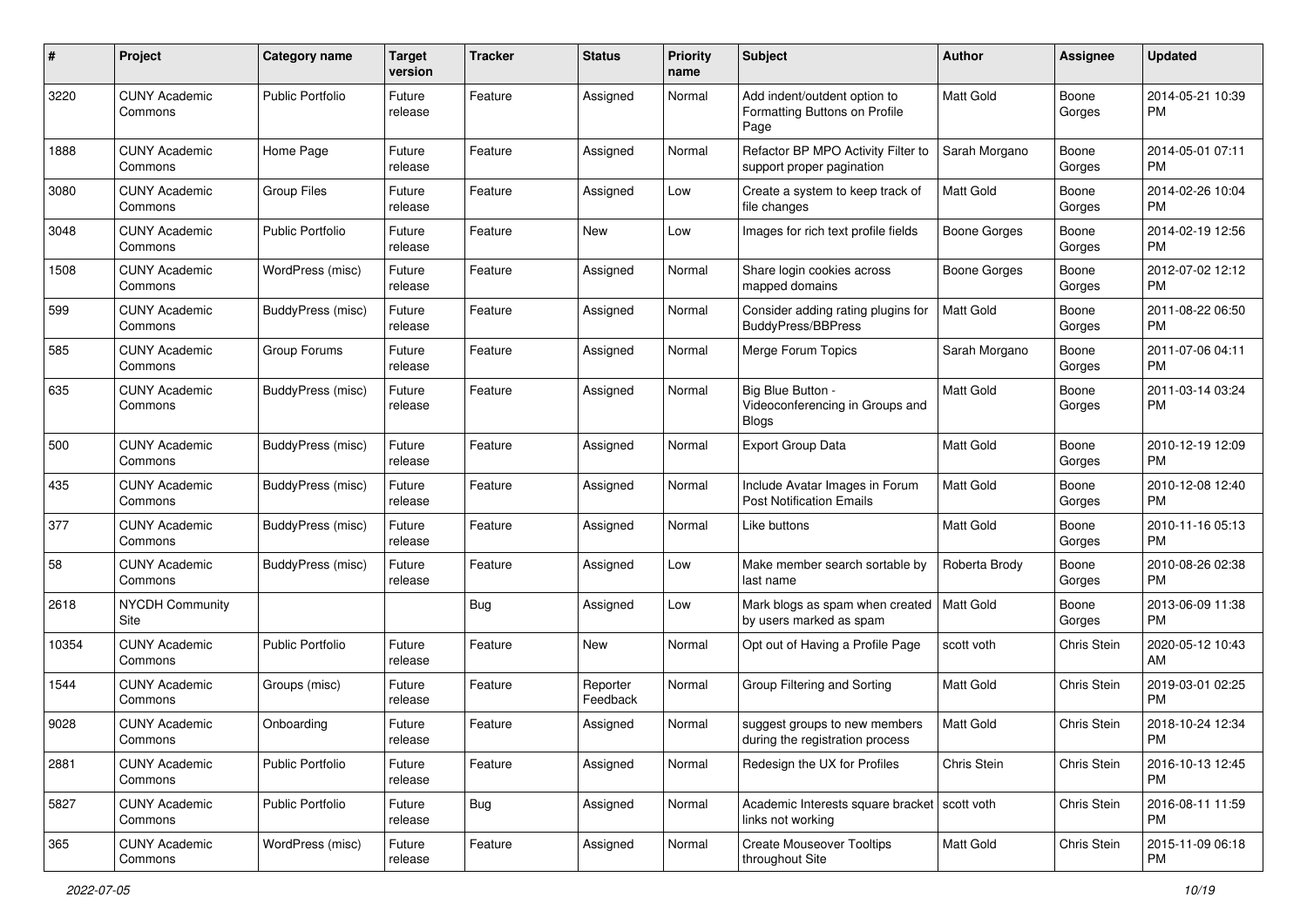| # | Project | Category name | Target version | Tracker | Status | Priority name | Subject | Author | Assignee | Updated |
|---|---|---|---|---|---|---|---|---|---|---|
| 3220 | CUNY Academic Commons | Public Portfolio | Future release | Feature | Assigned | Normal | Add indent/outdent option to Formatting Buttons on Profile Page | Matt Gold | Boone Gorges | 2014-05-21 10:39 PM |
| 1888 | CUNY Academic Commons | Home Page | Future release | Feature | Assigned | Normal | Refactor BP MPO Activity Filter to support proper pagination | Sarah Morgano | Boone Gorges | 2014-05-01 07:11 PM |
| 3080 | CUNY Academic Commons | Group Files | Future release | Feature | Assigned | Low | Create a system to keep track of file changes | Matt Gold | Boone Gorges | 2014-02-26 10:04 PM |
| 3048 | CUNY Academic Commons | Public Portfolio | Future release | Feature | New | Low | Images for rich text profile fields | Boone Gorges | Boone Gorges | 2014-02-19 12:56 PM |
| 1508 | CUNY Academic Commons | WordPress (misc) | Future release | Feature | Assigned | Normal | Share login cookies across mapped domains | Boone Gorges | Boone Gorges | 2012-07-02 12:12 PM |
| 599 | CUNY Academic Commons | BuddyPress (misc) | Future release | Feature | Assigned | Normal | Consider adding rating plugins for BuddyPress/BBPress | Matt Gold | Boone Gorges | 2011-08-22 06:50 PM |
| 585 | CUNY Academic Commons | Group Forums | Future release | Feature | Assigned | Normal | Merge Forum Topics | Sarah Morgano | Boone Gorges | 2011-07-06 04:11 PM |
| 635 | CUNY Academic Commons | BuddyPress (misc) | Future release | Feature | Assigned | Normal | Big Blue Button - Videoconferencing in Groups and Blogs | Matt Gold | Boone Gorges | 2011-03-14 03:24 PM |
| 500 | CUNY Academic Commons | BuddyPress (misc) | Future release | Feature | Assigned | Normal | Export Group Data | Matt Gold | Boone Gorges | 2010-12-19 12:09 PM |
| 435 | CUNY Academic Commons | BuddyPress (misc) | Future release | Feature | Assigned | Normal | Include Avatar Images in Forum Post Notification Emails | Matt Gold | Boone Gorges | 2010-12-08 12:40 PM |
| 377 | CUNY Academic Commons | BuddyPress (misc) | Future release | Feature | Assigned | Normal | Like buttons | Matt Gold | Boone Gorges | 2010-11-16 05:13 PM |
| 58 | CUNY Academic Commons | BuddyPress (misc) | Future release | Feature | Assigned | Low | Make member search sortable by last name | Roberta Brody | Boone Gorges | 2010-08-26 02:38 PM |
| 2618 | NYCDH Community Site | | | Bug | Assigned | Low | Mark blogs as spam when created by users marked as spam | Matt Gold | Boone Gorges | 2013-06-09 11:38 PM |
| 10354 | CUNY Academic Commons | Public Portfolio | Future release | Feature | New | Normal | Opt out of Having a Profile Page | scott voth | Chris Stein | 2020-05-12 10:43 AM |
| 1544 | CUNY Academic Commons | Groups (misc) | Future release | Feature | Reporter Feedback | Normal | Group Filtering and Sorting | Matt Gold | Chris Stein | 2019-03-01 02:25 PM |
| 9028 | CUNY Academic Commons | Onboarding | Future release | Feature | Assigned | Normal | suggest groups to new members during the registration process | Matt Gold | Chris Stein | 2018-10-24 12:34 PM |
| 2881 | CUNY Academic Commons | Public Portfolio | Future release | Feature | Assigned | Normal | Redesign the UX for Profiles | Chris Stein | Chris Stein | 2016-10-13 12:45 PM |
| 5827 | CUNY Academic Commons | Public Portfolio | Future release | Bug | Assigned | Normal | Academic Interests square bracket links not working | scott voth | Chris Stein | 2016-08-11 11:59 PM |
| 365 | CUNY Academic Commons | WordPress (misc) | Future release | Feature | Assigned | Normal | Create Mouseover Tooltips throughout Site | Matt Gold | Chris Stein | 2015-11-09 06:18 PM |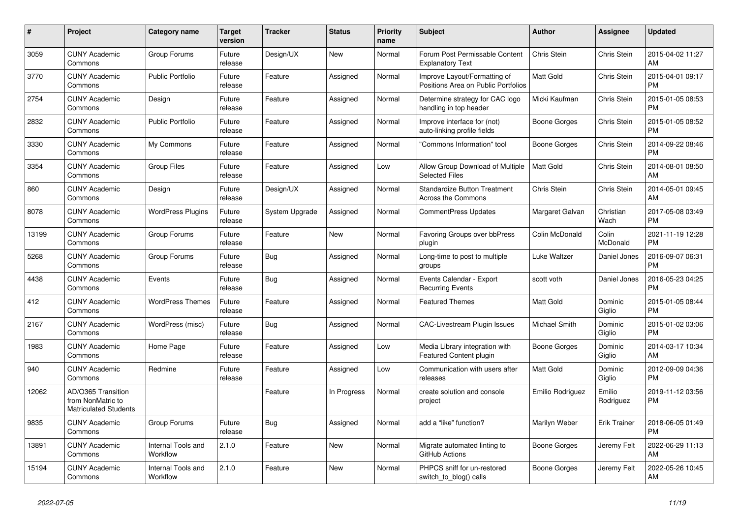| # | Project | Category name | Target version | Tracker | Status | Priority name | Subject | Author | Assignee | Updated |
|---|---|---|---|---|---|---|---|---|---|---|
| 3059 | CUNY Academic Commons | Group Forums | Future release | Design/UX | New | Normal | Forum Post Permissable Content Explanatory Text | Chris Stein | Chris Stein | 2015-04-02 11:27 AM |
| 3770 | CUNY Academic Commons | Public Portfolio | Future release | Feature | Assigned | Normal | Improve Layout/Formatting of Positions Area on Public Portfolios | Matt Gold | Chris Stein | 2015-04-01 09:17 PM |
| 2754 | CUNY Academic Commons | Design | Future release | Feature | Assigned | Normal | Determine strategy for CAC logo handling in top header | Micki Kaufman | Chris Stein | 2015-01-05 08:53 PM |
| 2832 | CUNY Academic Commons | Public Portfolio | Future release | Feature | Assigned | Normal | Improve interface for (not) auto-linking profile fields | Boone Gorges | Chris Stein | 2015-01-05 08:52 PM |
| 3330 | CUNY Academic Commons | My Commons | Future release | Feature | Assigned | Normal | "Commons Information" tool | Boone Gorges | Chris Stein | 2014-09-22 08:46 PM |
| 3354 | CUNY Academic Commons | Group Files | Future release | Feature | Assigned | Low | Allow Group Download of Multiple Selected Files | Matt Gold | Chris Stein | 2014-08-01 08:50 AM |
| 860 | CUNY Academic Commons | Design | Future release | Design/UX | Assigned | Normal | Standardize Button Treatment Across the Commons | Chris Stein | Chris Stein | 2014-05-01 09:45 AM |
| 8078 | CUNY Academic Commons | WordPress Plugins | Future release | System Upgrade | Assigned | Normal | CommentPress Updates | Margaret Galvan | Christian Wach | 2017-05-08 03:49 PM |
| 13199 | CUNY Academic Commons | Group Forums | Future release | Feature | New | Normal | Favoring Groups over bbPress plugin | Colin McDonald | Colin McDonald | 2021-11-19 12:28 PM |
| 5268 | CUNY Academic Commons | Group Forums | Future release | Bug | Assigned | Normal | Long-time to post to multiple groups | Luke Waltzer | Daniel Jones | 2016-09-07 06:31 PM |
| 4438 | CUNY Academic Commons | Events | Future release | Bug | Assigned | Normal | Events Calendar - Export Recurring Events | scott voth | Daniel Jones | 2016-05-23 04:25 PM |
| 412 | CUNY Academic Commons | WordPress Themes | Future release | Feature | Assigned | Normal | Featured Themes | Matt Gold | Dominic Giglio | 2015-01-05 08:44 PM |
| 2167 | CUNY Academic Commons | WordPress (misc) | Future release | Bug | Assigned | Normal | CAC-Livestream Plugin Issues | Michael Smith | Dominic Giglio | 2015-01-02 03:06 PM |
| 1983 | CUNY Academic Commons | Home Page | Future release | Feature | Assigned | Low | Media Library integration with Featured Content plugin | Boone Gorges | Dominic Giglio | 2014-03-17 10:34 AM |
| 940 | CUNY Academic Commons | Redmine | Future release | Feature | Assigned | Low | Communication with users after releases | Matt Gold | Dominic Giglio | 2012-09-09 04:36 PM |
| 12062 | AD/O365 Transition from NonMatric to Matriculated Students | | | Feature | In Progress | Normal | create solution and console project | Emilio Rodriguez | Emilio Rodriguez | 2019-11-12 03:56 PM |
| 9835 | CUNY Academic Commons | Group Forums | Future release | Bug | Assigned | Normal | add a "like" function? | Marilyn Weber | Erik Trainer | 2018-06-05 01:49 PM |
| 13891 | CUNY Academic Commons | Internal Tools and Workflow | 2.1.0 | Feature | New | Normal | Migrate automated linting to GitHub Actions | Boone Gorges | Jeremy Felt | 2022-06-29 11:13 AM |
| 15194 | CUNY Academic Commons | Internal Tools and Workflow | 2.1.0 | Feature | New | Normal | PHPCS sniff for un-restored switch_to_blog() calls | Boone Gorges | Jeremy Felt | 2022-05-26 10:45 AM |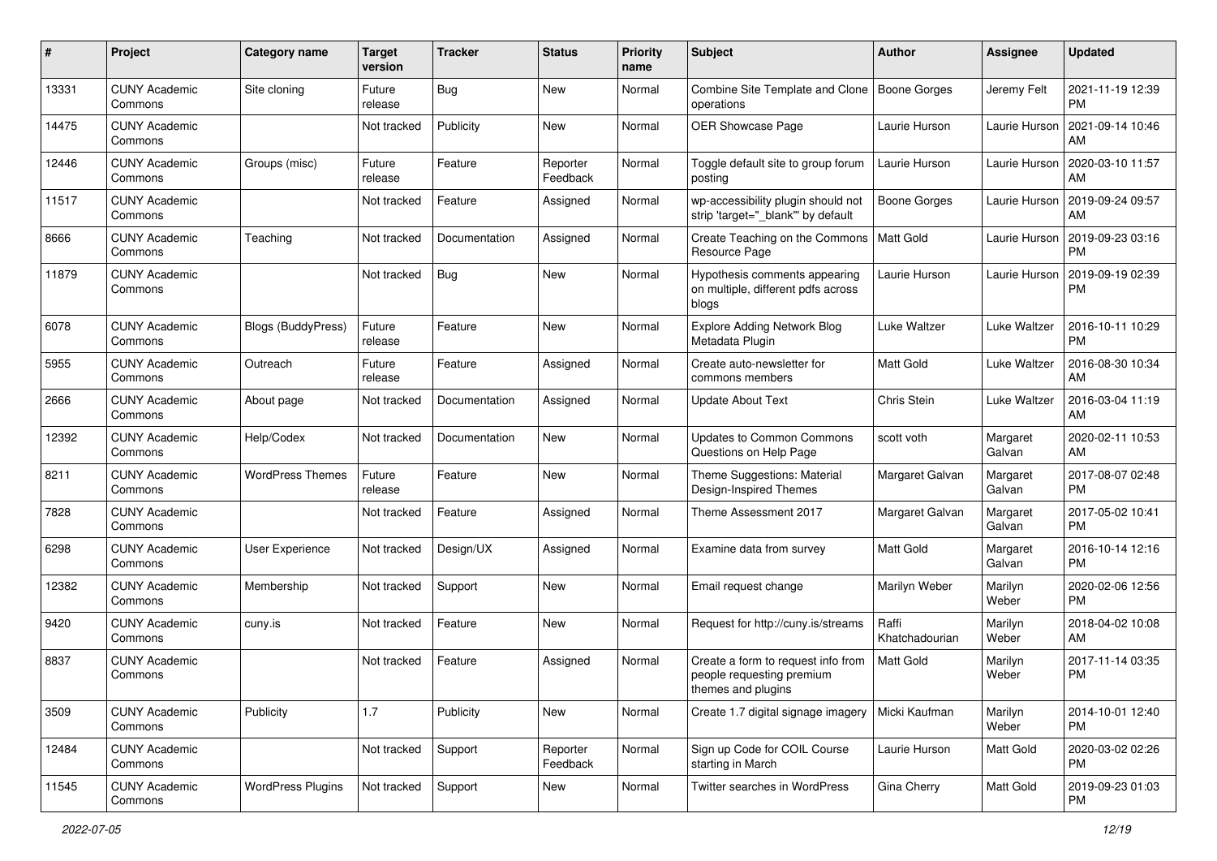| # | Project | Category name | Target version | Tracker | Status | Priority name | Subject | Author | Assignee | Updated |
|---|---|---|---|---|---|---|---|---|---|---|
| 13331 | CUNY Academic Commons | Site cloning | Future release | Bug | New | Normal | Combine Site Template and Clone operations | Boone Gorges | Jeremy Felt | 2021-11-19 12:39 PM |
| 14475 | CUNY Academic Commons | | Not tracked | Publicity | New | Normal | OER Showcase Page | Laurie Hurson | Laurie Hurson | 2021-09-14 10:46 AM |
| 12446 | CUNY Academic Commons | Groups (misc) | Future release | Feature | Reporter Feedback | Normal | Toggle default site to group forum posting | Laurie Hurson | Laurie Hurson | 2020-03-10 11:57 AM |
| 11517 | CUNY Academic Commons | | Not tracked | Feature | Assigned | Normal | wp-accessibility plugin should not strip 'target="_blank"' by default | Boone Gorges | Laurie Hurson | 2019-09-24 09:57 AM |
| 8666 | CUNY Academic Commons | Teaching | Not tracked | Documentation | Assigned | Normal | Create Teaching on the Commons Resource Page | Matt Gold | Laurie Hurson | 2019-09-23 03:16 PM |
| 11879 | CUNY Academic Commons | | Not tracked | Bug | New | Normal | Hypothesis comments appearing on multiple, different pdfs across blogs | Laurie Hurson | Laurie Hurson | 2019-09-19 02:39 PM |
| 6078 | CUNY Academic Commons | Blogs (BuddyPress) | Future release | Feature | New | Normal | Explore Adding Network Blog Metadata Plugin | Luke Waltzer | Luke Waltzer | 2016-10-11 10:29 PM |
| 5955 | CUNY Academic Commons | Outreach | Future release | Feature | Assigned | Normal | Create auto-newsletter for commons members | Matt Gold | Luke Waltzer | 2016-08-30 10:34 AM |
| 2666 | CUNY Academic Commons | About page | Not tracked | Documentation | Assigned | Normal | Update About Text | Chris Stein | Luke Waltzer | 2016-03-04 11:19 AM |
| 12392 | CUNY Academic Commons | Help/Codex | Not tracked | Documentation | New | Normal | Updates to Common Commons Questions on Help Page | scott voth | Margaret Galvan | 2020-02-11 10:53 AM |
| 8211 | CUNY Academic Commons | WordPress Themes | Future release | Feature | New | Normal | Theme Suggestions: Material Design-Inspired Themes | Margaret Galvan | Margaret Galvan | 2017-08-07 02:48 PM |
| 7828 | CUNY Academic Commons | | Not tracked | Feature | Assigned | Normal | Theme Assessment 2017 | Margaret Galvan | Margaret Galvan | 2017-05-02 10:41 PM |
| 6298 | CUNY Academic Commons | User Experience | Not tracked | Design/UX | Assigned | Normal | Examine data from survey | Matt Gold | Margaret Galvan | 2016-10-14 12:16 PM |
| 12382 | CUNY Academic Commons | Membership | Not tracked | Support | New | Normal | Email request change | Marilyn Weber | Marilyn Weber | 2020-02-06 12:56 PM |
| 9420 | CUNY Academic Commons | cuny.is | Not tracked | Feature | New | Normal | Request for http://cuny.is/streams | Raffi Khatchadourian | Marilyn Weber | 2018-04-02 10:08 AM |
| 8837 | CUNY Academic Commons | | Not tracked | Feature | Assigned | Normal | Create a form to request info from people requesting premium themes and plugins | Matt Gold | Marilyn Weber | 2017-11-14 03:35 PM |
| 3509 | CUNY Academic Commons | Publicity | 1.7 | Publicity | New | Normal | Create 1.7 digital signage imagery | Micki Kaufman | Marilyn Weber | 2014-10-01 12:40 PM |
| 12484 | CUNY Academic Commons | | Not tracked | Support | Reporter Feedback | Normal | Sign up Code for COIL Course starting in March | Laurie Hurson | Matt Gold | 2020-03-02 02:26 PM |
| 11545 | CUNY Academic Commons | WordPress Plugins | Not tracked | Support | New | Normal | Twitter searches in WordPress | Gina Cherry | Matt Gold | 2019-09-23 01:03 PM |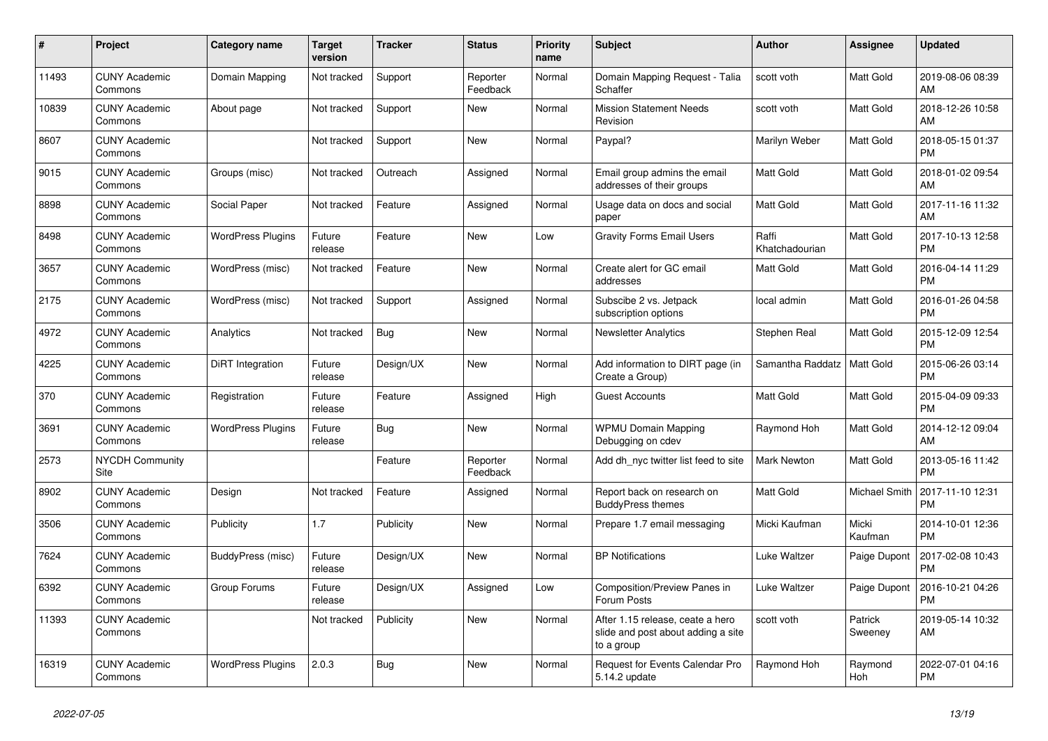| # | Project | Category name | Target version | Tracker | Status | Priority name | Subject | Author | Assignee | Updated |
|---|---|---|---|---|---|---|---|---|---|---|
| 11493 | CUNY Academic Commons | Domain Mapping | Not tracked | Support | Reporter Feedback | Normal | Domain Mapping Request - Talia Schaffer | scott voth | Matt Gold | 2019-08-06 08:39 AM |
| 10839 | CUNY Academic Commons | About page | Not tracked | Support | New | Normal | Mission Statement Needs Revision | scott voth | Matt Gold | 2018-12-26 10:58 AM |
| 8607 | CUNY Academic Commons | | Not tracked | Support | New | Normal | Paypal? | Marilyn Weber | Matt Gold | 2018-05-15 01:37 PM |
| 9015 | CUNY Academic Commons | Groups (misc) | Not tracked | Outreach | Assigned | Normal | Email group admins the email addresses of their groups | Matt Gold | Matt Gold | 2018-01-02 09:54 AM |
| 8898 | CUNY Academic Commons | Social Paper | Not tracked | Feature | Assigned | Normal | Usage data on docs and social paper | Matt Gold | Matt Gold | 2017-11-16 11:32 AM |
| 8498 | CUNY Academic Commons | WordPress Plugins | Future release | Feature | New | Low | Gravity Forms Email Users | Raffi Khatchadourian | Matt Gold | 2017-10-13 12:58 PM |
| 3657 | CUNY Academic Commons | WordPress (misc) | Not tracked | Feature | New | Normal | Create alert for GC email addresses | Matt Gold | Matt Gold | 2016-04-14 11:29 PM |
| 2175 | CUNY Academic Commons | WordPress (misc) | Not tracked | Support | Assigned | Normal | Subscibe 2 vs. Jetpack subscription options | local admin | Matt Gold | 2016-01-26 04:58 PM |
| 4972 | CUNY Academic Commons | Analytics | Not tracked | Bug | New | Normal | Newsletter Analytics | Stephen Real | Matt Gold | 2015-12-09 12:54 PM |
| 4225 | CUNY Academic Commons | DiRT Integration | Future release | Design/UX | New | Normal | Add information to DIRT page (in Create a Group) | Samantha Raddatz | Matt Gold | 2015-06-26 03:14 PM |
| 370 | CUNY Academic Commons | Registration | Future release | Feature | Assigned | High | Guest Accounts | Matt Gold | Matt Gold | 2015-04-09 09:33 PM |
| 3691 | CUNY Academic Commons | WordPress Plugins | Future release | Bug | New | Normal | WPMU Domain Mapping Debugging on cdev | Raymond Hoh | Matt Gold | 2014-12-12 09:04 AM |
| 2573 | NYCDH Community Site | | | Feature | Reporter Feedback | Normal | Add dh_nyc twitter list feed to site | Mark Newton | Matt Gold | 2013-05-16 11:42 PM |
| 8902 | CUNY Academic Commons | Design | Not tracked | Feature | Assigned | Normal | Report back on research on BuddyPress themes | Matt Gold | Michael Smith | 2017-11-10 12:31 PM |
| 3506 | CUNY Academic Commons | Publicity | 1.7 | Publicity | New | Normal | Prepare 1.7 email messaging | Micki Kaufman | Micki Kaufman | 2014-10-01 12:36 PM |
| 7624 | CUNY Academic Commons | BuddyPress (misc) | Future release | Design/UX | New | Normal | BP Notifications | Luke Waltzer | Paige Dupont | 2017-02-08 10:43 PM |
| 6392 | CUNY Academic Commons | Group Forums | Future release | Design/UX | Assigned | Low | Composition/Preview Panes in Forum Posts | Luke Waltzer | Paige Dupont | 2016-10-21 04:26 PM |
| 11393 | CUNY Academic Commons | | Not tracked | Publicity | New | Normal | After 1.15 release, ceate a hero slide and post about adding a site to a group | scott voth | Patrick Sweeney | 2019-05-14 10:32 AM |
| 16319 | CUNY Academic Commons | WordPress Plugins | 2.0.3 | Bug | New | Normal | Request for Events Calendar Pro 5.14.2 update | Raymond Hoh | Raymond Hoh | 2022-07-01 04:16 PM |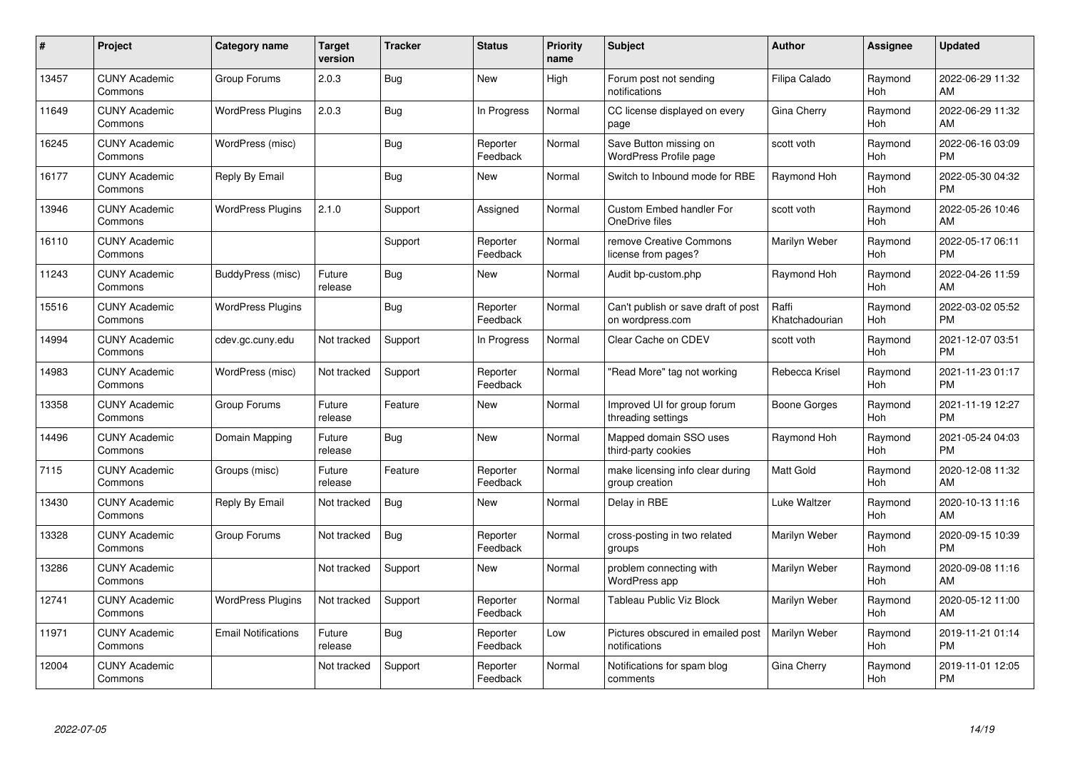| # | Project | Category name | Target version | Tracker | Status | Priority name | Subject | Author | Assignee | Updated |
|---|---|---|---|---|---|---|---|---|---|---|
| 13457 | CUNY Academic Commons | Group Forums | 2.0.3 | Bug | New | High | Forum post not sending notifications | Filipa Calado | Raymond Hoh | 2022-06-29 11:32 AM |
| 11649 | CUNY Academic Commons | WordPress Plugins | 2.0.3 | Bug | In Progress | Normal | CC license displayed on every page | Gina Cherry | Raymond Hoh | 2022-06-29 11:32 AM |
| 16245 | CUNY Academic Commons | WordPress (misc) | | Bug | Reporter Feedback | Normal | Save Button missing on WordPress Profile page | scott voth | Raymond Hoh | 2022-06-16 03:09 PM |
| 16177 | CUNY Academic Commons | Reply By Email | | Bug | New | Normal | Switch to Inbound mode for RBE | Raymond Hoh | Raymond Hoh | 2022-05-30 04:32 PM |
| 13946 | CUNY Academic Commons | WordPress Plugins | 2.1.0 | Support | Assigned | Normal | Custom Embed handler For OneDrive files | scott voth | Raymond Hoh | 2022-05-26 10:46 AM |
| 16110 | CUNY Academic Commons | | | Support | Reporter Feedback | Normal | remove Creative Commons license from pages? | Marilyn Weber | Raymond Hoh | 2022-05-17 06:11 PM |
| 11243 | CUNY Academic Commons | BuddyPress (misc) | Future release | Bug | New | Normal | Audit bp-custom.php | Raymond Hoh | Raymond Hoh | 2022-04-26 11:59 AM |
| 15516 | CUNY Academic Commons | WordPress Plugins | | Bug | Reporter Feedback | Normal | Can't publish or save draft of post on wordpress.com | Raffi Khatchadourian | Raymond Hoh | 2022-03-02 05:52 PM |
| 14994 | CUNY Academic Commons | cdev.gc.cuny.edu | Not tracked | Support | In Progress | Normal | Clear Cache on CDEV | scott voth | Raymond Hoh | 2021-12-07 03:51 PM |
| 14983 | CUNY Academic Commons | WordPress (misc) | Not tracked | Support | Reporter Feedback | Normal | "Read More" tag not working | Rebecca Krisel | Raymond Hoh | 2021-11-23 01:17 PM |
| 13358 | CUNY Academic Commons | Group Forums | Future release | Feature | New | Normal | Improved UI for group forum threading settings | Boone Gorges | Raymond Hoh | 2021-11-19 12:27 PM |
| 14496 | CUNY Academic Commons | Domain Mapping | Future release | Bug | New | Normal | Mapped domain SSO uses third-party cookies | Raymond Hoh | Raymond Hoh | 2021-05-24 04:03 PM |
| 7115 | CUNY Academic Commons | Groups (misc) | Future release | Feature | Reporter Feedback | Normal | make licensing info clear during group creation | Matt Gold | Raymond Hoh | 2020-12-08 11:32 AM |
| 13430 | CUNY Academic Commons | Reply By Email | Not tracked | Bug | New | Normal | Delay in RBE | Luke Waltzer | Raymond Hoh | 2020-10-13 11:16 AM |
| 13328 | CUNY Academic Commons | Group Forums | Not tracked | Bug | Reporter Feedback | Normal | cross-posting in two related groups | Marilyn Weber | Raymond Hoh | 2020-09-15 10:39 PM |
| 13286 | CUNY Academic Commons | | Not tracked | Support | New | Normal | problem connecting with WordPress app | Marilyn Weber | Raymond Hoh | 2020-09-08 11:16 AM |
| 12741 | CUNY Academic Commons | WordPress Plugins | Not tracked | Support | Reporter Feedback | Normal | Tableau Public Viz Block | Marilyn Weber | Raymond Hoh | 2020-05-12 11:00 AM |
| 11971 | CUNY Academic Commons | Email Notifications | Future release | Bug | Reporter Feedback | Low | Pictures obscured in emailed post notifications | Marilyn Weber | Raymond Hoh | 2019-11-21 01:14 PM |
| 12004 | CUNY Academic Commons | | Not tracked | Support | Reporter Feedback | Normal | Notifications for spam blog comments | Gina Cherry | Raymond Hoh | 2019-11-01 12:05 PM |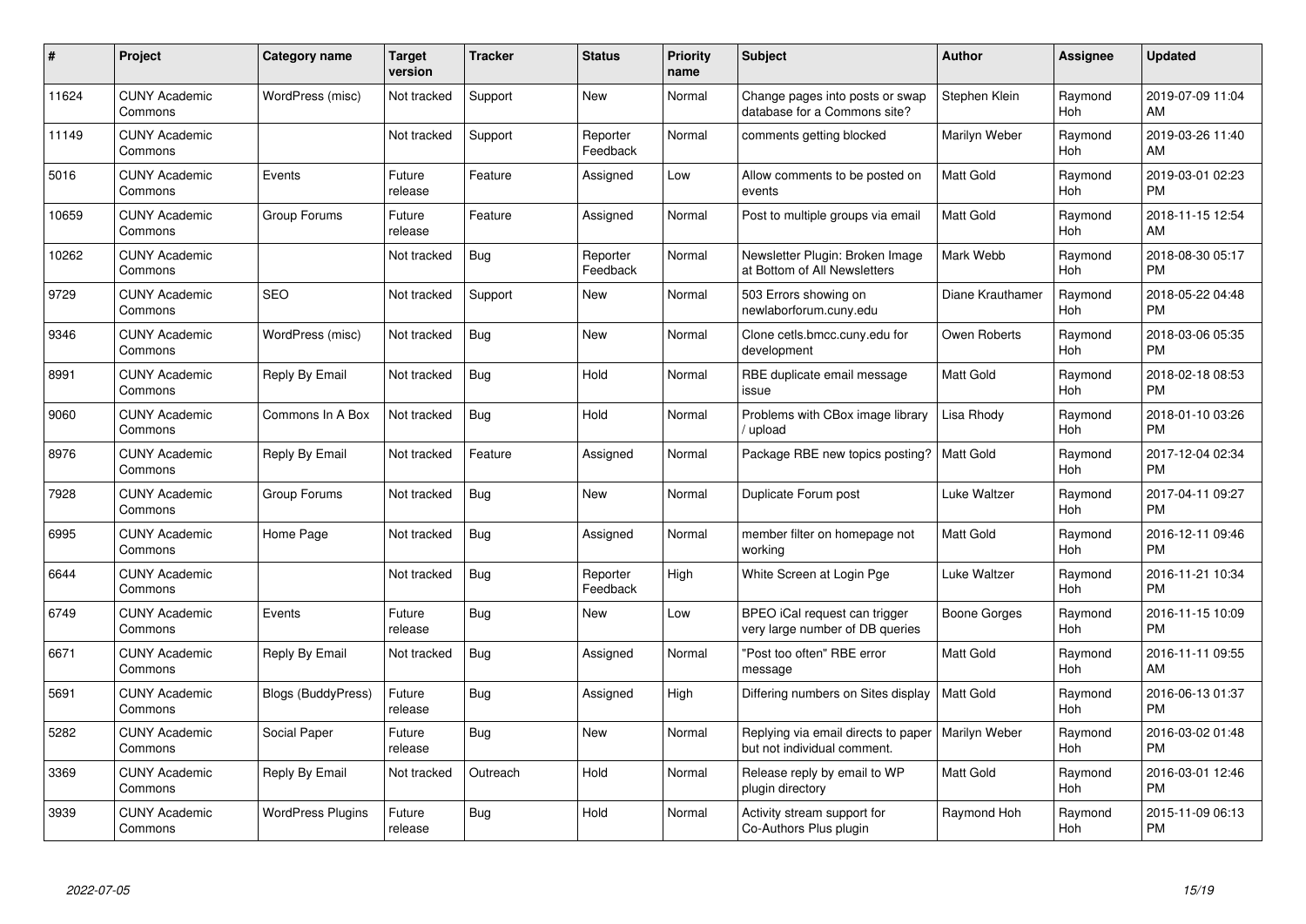| # | Project | Category name | Target version | Tracker | Status | Priority name | Subject | Author | Assignee | Updated |
|---|---|---|---|---|---|---|---|---|---|---|
| 11624 | CUNY Academic Commons | WordPress (misc) | Not tracked | Support | New | Normal | Change pages into posts or swap database for a Commons site? | Stephen Klein | Raymond Hoh | 2019-07-09 11:04 AM |
| 11149 | CUNY Academic Commons | | Not tracked | Support | Reporter Feedback | Normal | comments getting blocked | Marilyn Weber | Raymond Hoh | 2019-03-26 11:40 AM |
| 5016 | CUNY Academic Commons | Events | Future release | Feature | Assigned | Low | Allow comments to be posted on events | Matt Gold | Raymond Hoh | 2019-03-01 02:23 PM |
| 10659 | CUNY Academic Commons | Group Forums | Future release | Feature | Assigned | Normal | Post to multiple groups via email | Matt Gold | Raymond Hoh | 2018-11-15 12:54 AM |
| 10262 | CUNY Academic Commons | | Not tracked | Bug | Reporter Feedback | Normal | Newsletter Plugin: Broken Image at Bottom of All Newsletters | Mark Webb | Raymond Hoh | 2018-08-30 05:17 PM |
| 9729 | CUNY Academic Commons | SEO | Not tracked | Support | New | Normal | 503 Errors showing on newlaborforum.cuny.edu | Diane Krauthamer | Raymond Hoh | 2018-05-22 04:48 PM |
| 9346 | CUNY Academic Commons | WordPress (misc) | Not tracked | Bug | New | Normal | Clone cetls.bmcc.cuny.edu for development | Owen Roberts | Raymond Hoh | 2018-03-06 05:35 PM |
| 8991 | CUNY Academic Commons | Reply By Email | Not tracked | Bug | Hold | Normal | RBE duplicate email message issue | Matt Gold | Raymond Hoh | 2018-02-18 08:53 PM |
| 9060 | CUNY Academic Commons | Commons In A Box | Not tracked | Bug | Hold | Normal | Problems with CBox image library / upload | Lisa Rhody | Raymond Hoh | 2018-01-10 03:26 PM |
| 8976 | CUNY Academic Commons | Reply By Email | Not tracked | Feature | Assigned | Normal | Package RBE new topics posting? | Matt Gold | Raymond Hoh | 2017-12-04 02:34 PM |
| 7928 | CUNY Academic Commons | Group Forums | Not tracked | Bug | New | Normal | Duplicate Forum post | Luke Waltzer | Raymond Hoh | 2017-04-11 09:27 PM |
| 6995 | CUNY Academic Commons | Home Page | Not tracked | Bug | Assigned | Normal | member filter on homepage not working | Matt Gold | Raymond Hoh | 2016-12-11 09:46 PM |
| 6644 | CUNY Academic Commons | | Not tracked | Bug | Reporter Feedback | High | White Screen at Login Pge | Luke Waltzer | Raymond Hoh | 2016-11-21 10:34 PM |
| 6749 | CUNY Academic Commons | Events | Future release | Bug | New | Low | BPEO iCal request can trigger very large number of DB queries | Boone Gorges | Raymond Hoh | 2016-11-15 10:09 PM |
| 6671 | CUNY Academic Commons | Reply By Email | Not tracked | Bug | Assigned | Normal | "Post too often" RBE error message | Matt Gold | Raymond Hoh | 2016-11-11 09:55 AM |
| 5691 | CUNY Academic Commons | Blogs (BuddyPress) | Future release | Bug | Assigned | High | Differing numbers on Sites display | Matt Gold | Raymond Hoh | 2016-06-13 01:37 PM |
| 5282 | CUNY Academic Commons | Social Paper | Future release | Bug | New | Normal | Replying via email directs to paper but not individual comment. | Marilyn Weber | Raymond Hoh | 2016-03-02 01:48 PM |
| 3369 | CUNY Academic Commons | Reply By Email | Not tracked | Outreach | Hold | Normal | Release reply by email to WP plugin directory | Matt Gold | Raymond Hoh | 2016-03-01 12:46 PM |
| 3939 | CUNY Academic Commons | WordPress Plugins | Future release | Bug | Hold | Normal | Activity stream support for Co-Authors Plus plugin | Raymond Hoh | Raymond Hoh | 2015-11-09 06:13 PM |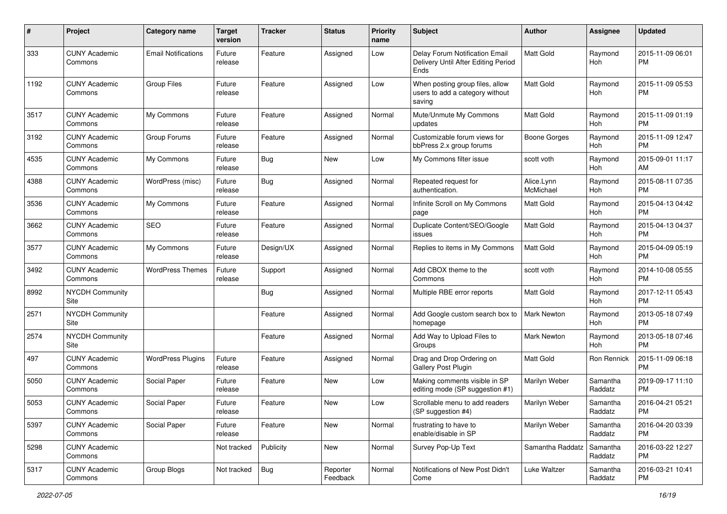| # | Project | Category name | Target version | Tracker | Status | Priority name | Subject | Author | Assignee | Updated |
|---|---|---|---|---|---|---|---|---|---|---|
| 333 | CUNY Academic Commons | Email Notifications | Future release | Feature | Assigned | Low | Delay Forum Notification Email Delivery Until After Editing Period Ends | Matt Gold | Raymond Hoh | 2015-11-09 06:01 PM |
| 1192 | CUNY Academic Commons | Group Files | Future release | Feature | Assigned | Low | When posting group files, allow users to add a category without saving | Matt Gold | Raymond Hoh | 2015-11-09 05:53 PM |
| 3517 | CUNY Academic Commons | My Commons | Future release | Feature | Assigned | Normal | Mute/Unmute My Commons updates | Matt Gold | Raymond Hoh | 2015-11-09 01:19 PM |
| 3192 | CUNY Academic Commons | Group Forums | Future release | Feature | Assigned | Normal | Customizable forum views for bbPress 2.x group forums | Boone Gorges | Raymond Hoh | 2015-11-09 12:47 PM |
| 4535 | CUNY Academic Commons | My Commons | Future release | Bug | New | Low | My Commons filter issue | scott voth | Raymond Hoh | 2015-09-01 11:17 AM |
| 4388 | CUNY Academic Commons | WordPress (misc) | Future release | Bug | Assigned | Normal | Repeated request for authentication. | Alice.Lynn McMichael | Raymond Hoh | 2015-08-11 07:35 PM |
| 3536 | CUNY Academic Commons | My Commons | Future release | Feature | Assigned | Normal | Infinite Scroll on My Commons page | Matt Gold | Raymond Hoh | 2015-04-13 04:42 PM |
| 3662 | CUNY Academic Commons | SEO | Future release | Feature | Assigned | Normal | Duplicate Content/SEO/Google issues | Matt Gold | Raymond Hoh | 2015-04-13 04:37 PM |
| 3577 | CUNY Academic Commons | My Commons | Future release | Design/UX | Assigned | Normal | Replies to items in My Commons | Matt Gold | Raymond Hoh | 2015-04-09 05:19 PM |
| 3492 | CUNY Academic Commons | WordPress Themes | Future release | Support | Assigned | Normal | Add CBOX theme to the Commons | scott voth | Raymond Hoh | 2014-10-08 05:55 PM |
| 8992 | NYCDH Community Site | | | Bug | Assigned | Normal | Multiple RBE error reports | Matt Gold | Raymond Hoh | 2017-12-11 05:43 PM |
| 2571 | NYCDH Community Site | | | Feature | Assigned | Normal | Add Google custom search box to homepage | Mark Newton | Raymond Hoh | 2013-05-18 07:49 PM |
| 2574 | NYCDH Community Site | | | Feature | Assigned | Normal | Add Way to Upload Files to Groups | Mark Newton | Raymond Hoh | 2013-05-18 07:46 PM |
| 497 | CUNY Academic Commons | WordPress Plugins | Future release | Feature | Assigned | Normal | Drag and Drop Ordering on Gallery Post Plugin | Matt Gold | Ron Rennick | 2015-11-09 06:18 PM |
| 5050 | CUNY Academic Commons | Social Paper | Future release | Feature | New | Low | Making comments visible in SP editing mode (SP suggestion #1) | Marilyn Weber | Samantha Raddatz | 2019-09-17 11:10 PM |
| 5053 | CUNY Academic Commons | Social Paper | Future release | Feature | New | Low | Scrollable menu to add readers (SP suggestion #4) | Marilyn Weber | Samantha Raddatz | 2016-04-21 05:21 PM |
| 5397 | CUNY Academic Commons | Social Paper | Future release | Feature | New | Normal | frustrating to have to enable/disable in SP | Marilyn Weber | Samantha Raddatz | 2016-04-20 03:39 PM |
| 5298 | CUNY Academic Commons | | Not tracked | Publicity | New | Normal | Survey Pop-Up Text | Samantha Raddatz | Samantha Raddatz | 2016-03-22 12:27 PM |
| 5317 | CUNY Academic Commons | Group Blogs | Not tracked | Bug | Reporter Feedback | Normal | Notifications of New Post Didn't Come | Luke Waltzer | Samantha Raddatz | 2016-03-21 10:41 PM |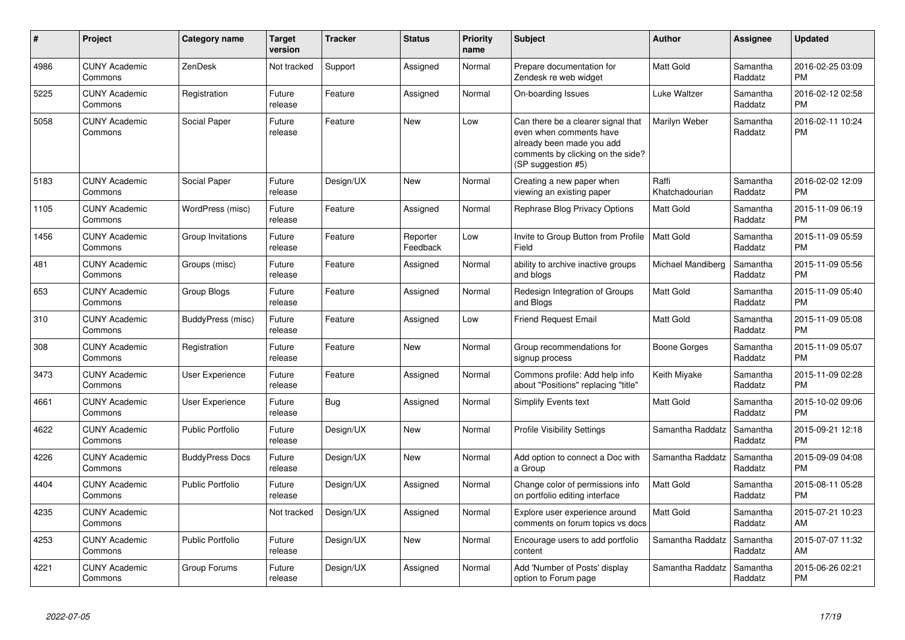| # | Project | Category name | Target version | Tracker | Status | Priority name | Subject | Author | Assignee | Updated |
|---|---|---|---|---|---|---|---|---|---|---|
| 4986 | CUNY Academic Commons | ZenDesk | Not tracked | Support | Assigned | Normal | Prepare documentation for Zendesk re web widget | Matt Gold | Samantha Raddatz | 2016-02-25 03:09 PM |
| 5225 | CUNY Academic Commons | Registration | Future release | Feature | Assigned | Normal | On-boarding Issues | Luke Waltzer | Samantha Raddatz | 2016-02-12 02:58 PM |
| 5058 | CUNY Academic Commons | Social Paper | Future release | Feature | New | Low | Can there be a clearer signal that even when comments have already been made you add comments by clicking on the side? (SP suggestion #5) | Marilyn Weber | Samantha Raddatz | 2016-02-11 10:24 PM |
| 5183 | CUNY Academic Commons | Social Paper | Future release | Design/UX | New | Normal | Creating a new paper when viewing an existing paper | Raffi Khatchadourian | Samantha Raddatz | 2016-02-02 12:09 PM |
| 1105 | CUNY Academic Commons | WordPress (misc) | Future release | Feature | Assigned | Normal | Rephrase Blog Privacy Options | Matt Gold | Samantha Raddatz | 2015-11-09 06:19 PM |
| 1456 | CUNY Academic Commons | Group Invitations | Future release | Feature | Reporter Feedback | Low | Invite to Group Button from Profile Field | Matt Gold | Samantha Raddatz | 2015-11-09 05:59 PM |
| 481 | CUNY Academic Commons | Groups (misc) | Future release | Feature | Assigned | Normal | ability to archive inactive groups and blogs | Michael Mandiberg | Samantha Raddatz | 2015-11-09 05:56 PM |
| 653 | CUNY Academic Commons | Group Blogs | Future release | Feature | Assigned | Normal | Redesign Integration of Groups and Blogs | Matt Gold | Samantha Raddatz | 2015-11-09 05:40 PM |
| 310 | CUNY Academic Commons | BuddyPress (misc) | Future release | Feature | Assigned | Low | Friend Request Email | Matt Gold | Samantha Raddatz | 2015-11-09 05:08 PM |
| 308 | CUNY Academic Commons | Registration | Future release | Feature | New | Normal | Group recommendations for signup process | Boone Gorges | Samantha Raddatz | 2015-11-09 05:07 PM |
| 3473 | CUNY Academic Commons | User Experience | Future release | Feature | Assigned | Normal | Commons profile: Add help info about "Positions" replacing "title" | Keith Miyake | Samantha Raddatz | 2015-11-09 02:28 PM |
| 4661 | CUNY Academic Commons | User Experience | Future release | Bug | Assigned | Normal | Simplify Events text | Matt Gold | Samantha Raddatz | 2015-10-02 09:06 PM |
| 4622 | CUNY Academic Commons | Public Portfolio | Future release | Design/UX | New | Normal | Profile Visibility Settings | Samantha Raddatz | Samantha Raddatz | 2015-09-21 12:18 PM |
| 4226 | CUNY Academic Commons | BuddyPress Docs | Future release | Design/UX | New | Normal | Add option to connect a Doc with a Group | Samantha Raddatz | Samantha Raddatz | 2015-09-09 04:08 PM |
| 4404 | CUNY Academic Commons | Public Portfolio | Future release | Design/UX | Assigned | Normal | Change color of permissions info on portfolio editing interface | Matt Gold | Samantha Raddatz | 2015-08-11 05:28 PM |
| 4235 | CUNY Academic Commons | | Not tracked | Design/UX | Assigned | Normal | Explore user experience around comments on forum topics vs docs | Matt Gold | Samantha Raddatz | 2015-07-21 10:23 AM |
| 4253 | CUNY Academic Commons | Public Portfolio | Future release | Design/UX | New | Normal | Encourage users to add portfolio content | Samantha Raddatz | Samantha Raddatz | 2015-07-07 11:32 AM |
| 4221 | CUNY Academic Commons | Group Forums | Future release | Design/UX | Assigned | Normal | Add 'Number of Posts' display option to Forum page | Samantha Raddatz | Samantha Raddatz | 2015-06-26 02:21 PM |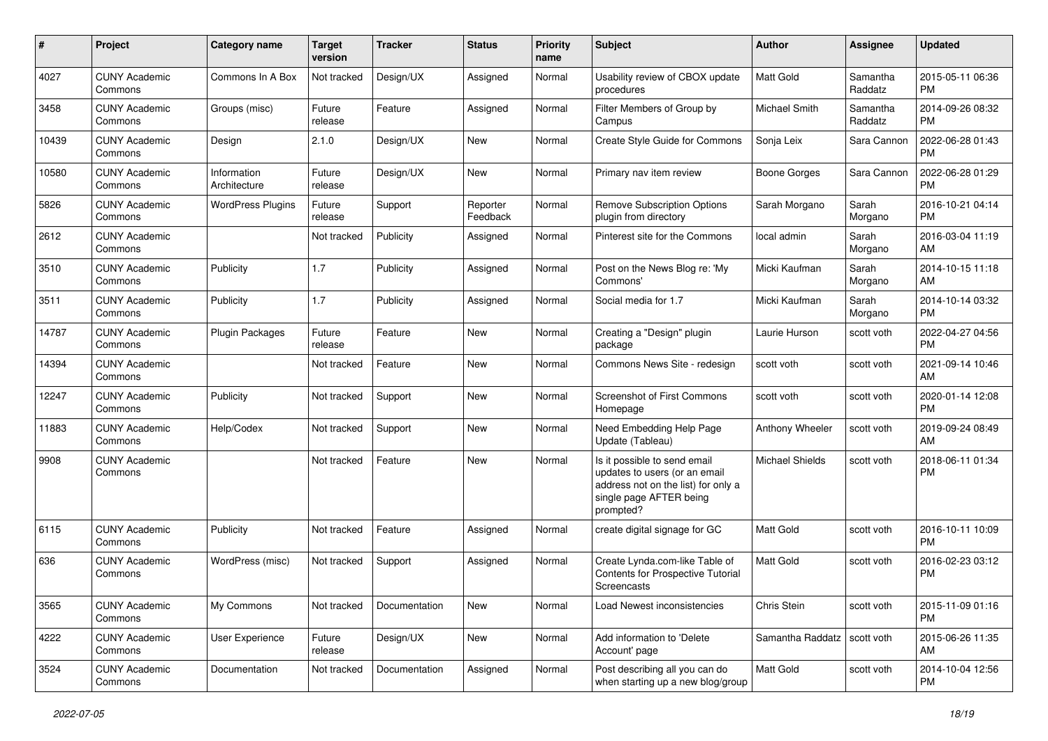| # | Project | Category name | Target version | Tracker | Status | Priority name | Subject | Author | Assignee | Updated |
|---|---|---|---|---|---|---|---|---|---|---|
| 4027 | CUNY Academic Commons | Commons In A Box | Not tracked | Design/UX | Assigned | Normal | Usability review of CBOX update procedures | Matt Gold | Samantha Raddatz | 2015-05-11 06:36 PM |
| 3458 | CUNY Academic Commons | Groups (misc) | Future release | Feature | Assigned | Normal | Filter Members of Group by Campus | Michael Smith | Samantha Raddatz | 2014-09-26 08:32 PM |
| 10439 | CUNY Academic Commons | Design | 2.1.0 | Design/UX | New | Normal | Create Style Guide for Commons | Sonja Leix | Sara Cannon | 2022-06-28 01:43 PM |
| 10580 | CUNY Academic Commons | Information Architecture | Future release | Design/UX | New | Normal | Primary nav item review | Boone Gorges | Sara Cannon | 2022-06-28 01:29 PM |
| 5826 | CUNY Academic Commons | WordPress Plugins | Future release | Support | Reporter Feedback | Normal | Remove Subscription Options plugin from directory | Sarah Morgano | Sarah Morgano | 2016-10-21 04:14 PM |
| 2612 | CUNY Academic Commons | | Not tracked | Publicity | Assigned | Normal | Pinterest site for the Commons | local admin | Sarah Morgano | 2016-03-04 11:19 AM |
| 3510 | CUNY Academic Commons | Publicity | 1.7 | Publicity | Assigned | Normal | Post on the News Blog re: 'My Commons' | Micki Kaufman | Sarah Morgano | 2014-10-15 11:18 AM |
| 3511 | CUNY Academic Commons | Publicity | 1.7 | Publicity | Assigned | Normal | Social media for 1.7 | Micki Kaufman | Sarah Morgano | 2014-10-14 03:32 PM |
| 14787 | CUNY Academic Commons | Plugin Packages | Future release | Feature | New | Normal | Creating a "Design" plugin package | Laurie Hurson | scott voth | 2022-04-27 04:56 PM |
| 14394 | CUNY Academic Commons | | Not tracked | Feature | New | Normal | Commons News Site - redesign | scott voth | scott voth | 2021-09-14 10:46 AM |
| 12247 | CUNY Academic Commons | Publicity | Not tracked | Support | New | Normal | Screenshot of First Commons Homepage | scott voth | scott voth | 2020-01-14 12:08 PM |
| 11883 | CUNY Academic Commons | Help/Codex | Not tracked | Support | New | Normal | Need Embedding Help Page Update (Tableau) | Anthony Wheeler | scott voth | 2019-09-24 08:49 AM |
| 9908 | CUNY Academic Commons | | Not tracked | Feature | New | Normal | Is it possible to send email updates to users (or an email address not on the list) for only a single page AFTER being prompted? | Michael Shields | scott voth | 2018-06-11 01:34 PM |
| 6115 | CUNY Academic Commons | Publicity | Not tracked | Feature | Assigned | Normal | create digital signage for GC | Matt Gold | scott voth | 2016-10-11 10:09 PM |
| 636 | CUNY Academic Commons | WordPress (misc) | Not tracked | Support | Assigned | Normal | Create Lynda.com-like Table of Contents for Prospective Tutorial Screencasts | Matt Gold | scott voth | 2016-02-23 03:12 PM |
| 3565 | CUNY Academic Commons | My Commons | Not tracked | Documentation | New | Normal | Load Newest inconsistencies | Chris Stein | scott voth | 2015-11-09 01:16 PM |
| 4222 | CUNY Academic Commons | User Experience | Future release | Design/UX | New | Normal | Add information to 'Delete Account' page | Samantha Raddatz | scott voth | 2015-06-26 11:35 AM |
| 3524 | CUNY Academic Commons | Documentation | Not tracked | Documentation | Assigned | Normal | Post describing all you can do when starting up a new blog/group | Matt Gold | scott voth | 2014-10-04 12:56 PM |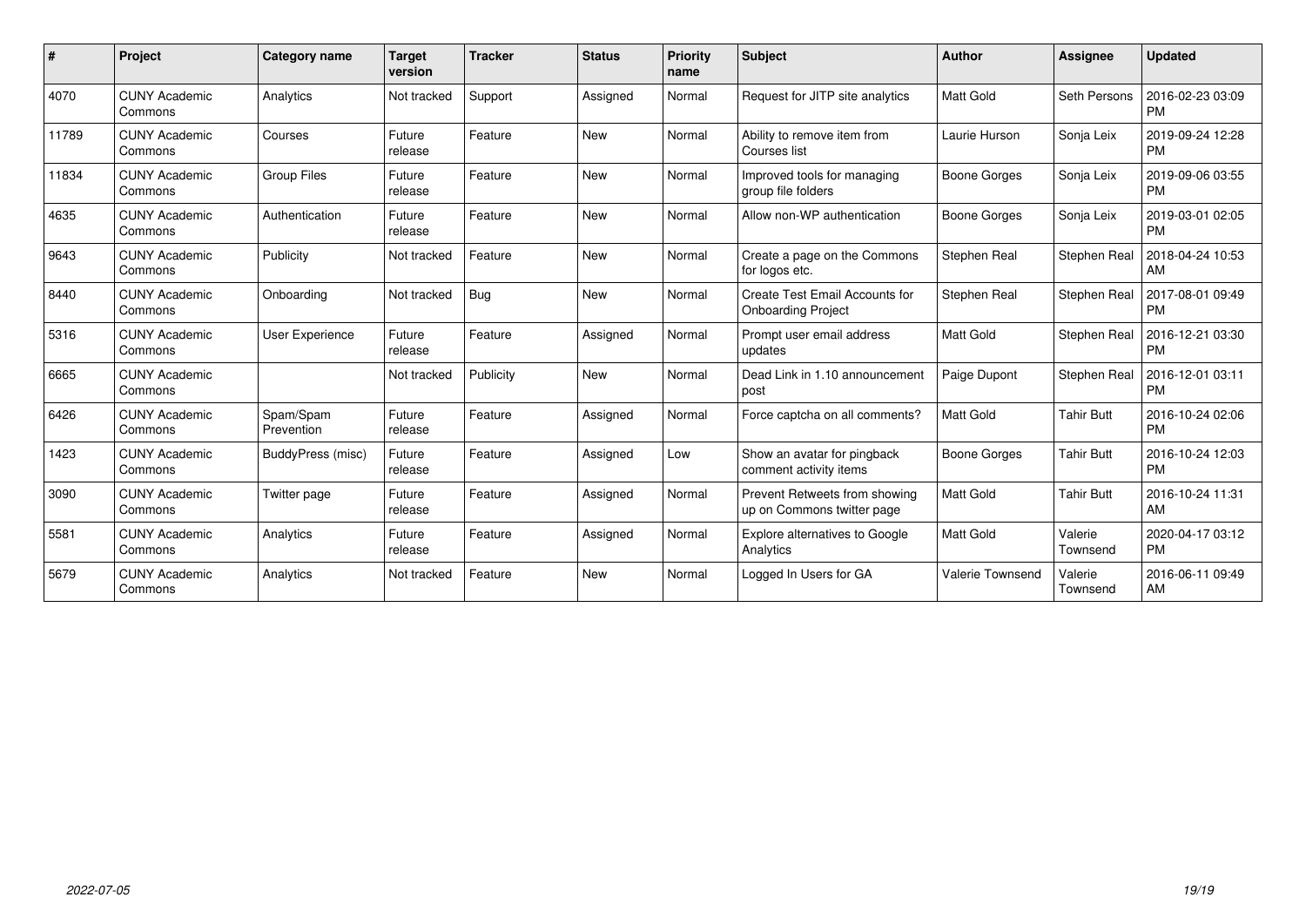| # | Project | Category name | Target version | Tracker | Status | Priority name | Subject | Author | Assignee | Updated |
|---|---|---|---|---|---|---|---|---|---|---|
| 4070 | CUNY Academic Commons | Analytics | Not tracked | Support | Assigned | Normal | Request for JITP site analytics | Matt Gold | Seth Persons | 2016-02-23 03:09 PM |
| 11789 | CUNY Academic Commons | Courses | Future release | Feature | New | Normal | Ability to remove item from Courses list | Laurie Hurson | Sonja Leix | 2019-09-24 12:28 PM |
| 11834 | CUNY Academic Commons | Group Files | Future release | Feature | New | Normal | Improved tools for managing group file folders | Boone Gorges | Sonja Leix | 2019-09-06 03:55 PM |
| 4635 | CUNY Academic Commons | Authentication | Future release | Feature | New | Normal | Allow non-WP authentication | Boone Gorges | Sonja Leix | 2019-03-01 02:05 PM |
| 9643 | CUNY Academic Commons | Publicity | Not tracked | Feature | New | Normal | Create a page on the Commons for logos etc. | Stephen Real | Stephen Real | 2018-04-24 10:53 AM |
| 8440 | CUNY Academic Commons | Onboarding | Not tracked | Bug | New | Normal | Create Test Email Accounts for Onboarding Project | Stephen Real | Stephen Real | 2017-08-01 09:49 PM |
| 5316 | CUNY Academic Commons | User Experience | Future release | Feature | Assigned | Normal | Prompt user email address updates | Matt Gold | Stephen Real | 2016-12-21 03:30 PM |
| 6665 | CUNY Academic Commons | | Not tracked | Publicity | New | Normal | Dead Link in 1.10 announcement post | Paige Dupont | Stephen Real | 2016-12-01 03:11 PM |
| 6426 | CUNY Academic Commons | Spam/Spam Prevention | Future release | Feature | Assigned | Normal | Force captcha on all comments? | Matt Gold | Tahir Butt | 2016-10-24 02:06 PM |
| 1423 | CUNY Academic Commons | BuddyPress (misc) | Future release | Feature | Assigned | Low | Show an avatar for pingback comment activity items | Boone Gorges | Tahir Butt | 2016-10-24 12:03 PM |
| 3090 | CUNY Academic Commons | Twitter page | Future release | Feature | Assigned | Normal | Prevent Retweets from showing up on Commons twitter page | Matt Gold | Tahir Butt | 2016-10-24 11:31 AM |
| 5581 | CUNY Academic Commons | Analytics | Future release | Feature | Assigned | Normal | Explore alternatives to Google Analytics | Matt Gold | Valerie Townsend | 2020-04-17 03:12 PM |
| 5679 | CUNY Academic Commons | Analytics | Not tracked | Feature | New | Normal | Logged In Users for GA | Valerie Townsend | Valerie Townsend | 2016-06-11 09:49 AM |